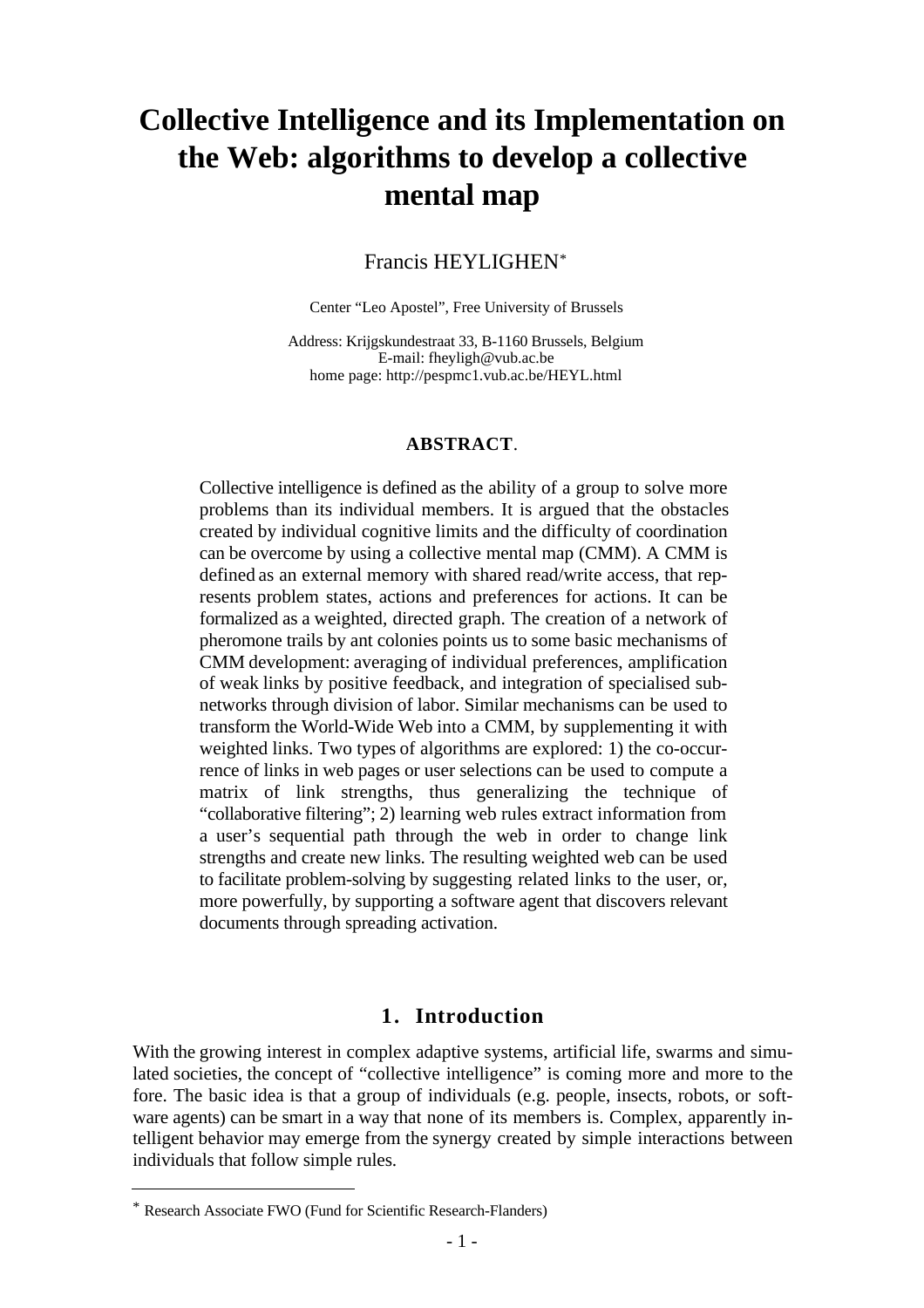# Collective Intelligence and its Implementation on the Web: algorithms to develop a collective mental map

Francis HEYLIGHEN*

Center "Leo Apostel", Free University of Brussels

Address: Krijgskundestraat 33, B-1160 Brussels, Belgium
E-mail: fheyligh@vub.ac.be
home page: http://pespmc1.vub.ac.be/HEYL.html

**ABSTRACT**.

Collective intelligence is defined as the ability of a group to solve more problems than its individual members. It is argued that the obstacles created by individual cognitive limits and the difficulty of coordination can be overcome by using a collective mental map (CMM). A CMM is defined as an external memory with shared read/write access, that represents problem states, actions and preferences for actions. It can be formalized as a weighted, directed graph. The creation of a network of pheromone trails by ant colonies points us to some basic mechanisms of CMM development: averaging of individual preferences, amplification of weak links by positive feedback, and integration of specialised subnetworks through division of labor. Similar mechanisms can be used to transform the World-Wide Web into a CMM, by supplementing it with weighted links. Two types of algorithms are explored: 1) the co-occurrence of links in web pages or user selections can be used to compute a matrix of link strengths, thus generalizing the technique of "collaborative filtering"; 2) learning web rules extract information from a user's sequential path through the web in order to change link strengths and create new links. The resulting weighted web can be used to facilitate problem-solving by suggesting related links to the user, or, more powerfully, by supporting a software agent that discovers relevant documents through spreading activation.

## 1. Introduction

With the growing interest in complex adaptive systems, artificial life, swarms and simulated societies, the concept of "collective intelligence" is coming more and more to the fore. The basic idea is that a group of individuals (e.g. people, insects, robots, or software agents) can be smart in a way that none of its members is. Complex, apparently intelligent behavior may emerge from the synergy created by simple interactions between individuals that follow simple rules.

---

* Research Associate FWO (Fund for Scientific Research-Flanders)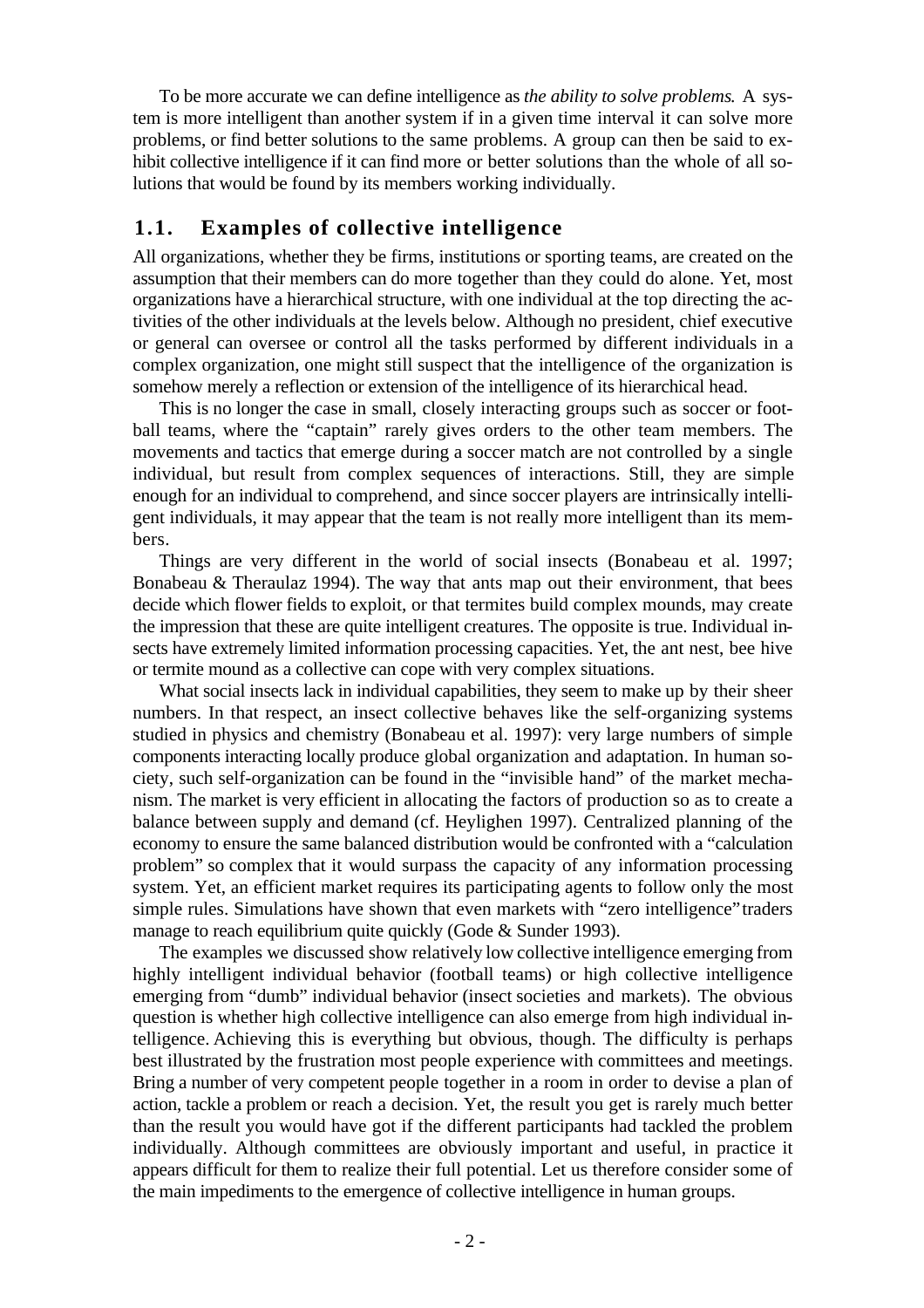To be more accurate we can define intelligence as *the ability to solve problems*. A system is more intelligent than another system if in a given time interval it can solve more problems, or find better solutions to the same problems. A group can then be said to exhibit collective intelligence if it can find more or better solutions than the whole of all solutions that would be found by its members working individually.

## 1.1. Examples of collective intelligence

All organizations, whether they be firms, institutions or sporting teams, are created on the assumption that their members can do more together than they could do alone. Yet, most organizations have a hierarchical structure, with one individual at the top directing the activities of the other individuals at the levels below. Although no president, chief executive or general can oversee or control all the tasks performed by different individuals in a complex organization, one might still suspect that the intelligence of the organization is somehow merely a reflection or extension of the intelligence of its hierarchical head.

This is no longer the case in small, closely interacting groups such as soccer or football teams, where the "captain" rarely gives orders to the other team members. The movements and tactics that emerge during a soccer match are not controlled by a single individual, but result from complex sequences of interactions. Still, they are simple enough for an individual to comprehend, and since soccer players are intrinsically intelligent individuals, it may appear that the team is not really more intelligent than its members.

Things are very different in the world of social insects (Bonabeau et al. 1997; Bonabeau & Theraulaz 1994). The way that ants map out their environment, that bees decide which flower fields to exploit, or that termites build complex mounds, may create the impression that these are quite intelligent creatures. The opposite is true. Individual insects have extremely limited information processing capacities. Yet, the ant nest, bee hive or termite mound as a collective can cope with very complex situations.

What social insects lack in individual capabilities, they seem to make up by their sheer numbers. In that respect, an insect collective behaves like the self-organizing systems studied in physics and chemistry (Bonabeau et al. 1997): very large numbers of simple components interacting locally produce global organization and adaptation. In human society, such self-organization can be found in the "invisible hand" of the market mechanism. The market is very efficient in allocating the factors of production so as to create a balance between supply and demand (cf. Heylighen 1997). Centralized planning of the economy to ensure the same balanced distribution would be confronted with a "calculation problem" so complex that it would surpass the capacity of any information processing system. Yet, an efficient market requires its participating agents to follow only the most simple rules. Simulations have shown that even markets with "zero intelligence" traders manage to reach equilibrium quite quickly (Gode & Sunder 1993).

The examples we discussed show relatively low collective intelligence emerging from highly intelligent individual behavior (football teams) or high collective intelligence emerging from "dumb" individual behavior (insect societies and markets). The obvious question is whether high collective intelligence can also emerge from high individual intelligence. Achieving this is everything but obvious, though. The difficulty is perhaps best illustrated by the frustration most people experience with committees and meetings. Bring a number of very competent people together in a room in order to devise a plan of action, tackle a problem or reach a decision. Yet, the result you get is rarely much better than the result you would have got if the different participants had tackled the problem individually. Although committees are obviously important and useful, in practice it appears difficult for them to realize their full potential. Let us therefore consider some of the main impediments to the emergence of collective intelligence in human groups.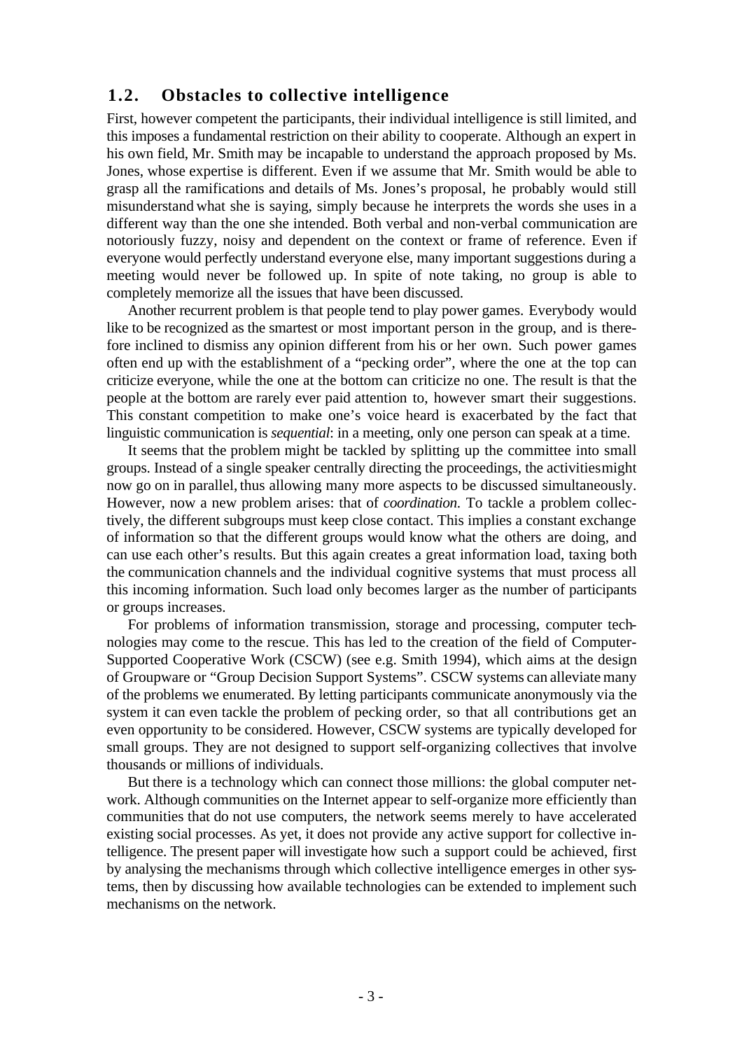## 1.2. Obstacles to collective intelligence

First, however competent the participants, their individual intelligence is still limited, and this imposes a fundamental restriction on their ability to cooperate. Although an expert in his own field, Mr. Smith may be incapable to understand the approach proposed by Ms. Jones, whose expertise is different. Even if we assume that Mr. Smith would be able to grasp all the ramifications and details of Ms. Jones's proposal, he probably would still misunderstand what she is saying, simply because he interprets the words she uses in a different way than the one she intended. Both verbal and non-verbal communication are notoriously fuzzy, noisy and dependent on the context or frame of reference. Even if everyone would perfectly understand everyone else, many important suggestions during a meeting would never be followed up. In spite of note taking, no group is able to completely memorize all the issues that have been discussed.

Another recurrent problem is that people tend to play power games. Everybody would like to be recognized as the smartest or most important person in the group, and is therefore inclined to dismiss any opinion different from his or her own. Such power games often end up with the establishment of a "pecking order", where the one at the top can criticize everyone, while the one at the bottom can criticize no one. The result is that the people at the bottom are rarely ever paid attention to, however smart their suggestions. This constant competition to make one's voice heard is exacerbated by the fact that linguistic communication is *sequential*: in a meeting, only one person can speak at a time.

It seems that the problem might be tackled by splitting up the committee into small groups. Instead of a single speaker centrally directing the proceedings, the activities might now go on in parallel, thus allowing many more aspects to be discussed simultaneously. However, now a new problem arises: that of *coordination*. To tackle a problem collectively, the different subgroups must keep close contact. This implies a constant exchange of information so that the different groups would know what the others are doing, and can use each other's results. But this again creates a great information load, taxing both the communication channels and the individual cognitive systems that must process all this incoming information. Such load only becomes larger as the number of participants or groups increases.

For problems of information transmission, storage and processing, computer technologies may come to the rescue. This has led to the creation of the field of Computer-Supported Cooperative Work (CSCW) (see e.g. Smith 1994), which aims at the design of Groupware or "Group Decision Support Systems". CSCW systems can alleviate many of the problems we enumerated. By letting participants communicate anonymously via the system it can even tackle the problem of pecking order, so that all contributions get an even opportunity to be considered. However, CSCW systems are typically developed for small groups. They are not designed to support self-organizing collectives that involve thousands or millions of individuals.

But there is a technology which can connect those millions: the global computer network. Although communities on the Internet appear to self-organize more efficiently than communities that do not use computers, the network seems merely to have accelerated existing social processes. As yet, it does not provide any active support for collective intelligence. The present paper will investigate how such a support could be achieved, first by analysing the mechanisms through which collective intelligence emerges in other systems, then by discussing how available technologies can be extended to implement such mechanisms on the network.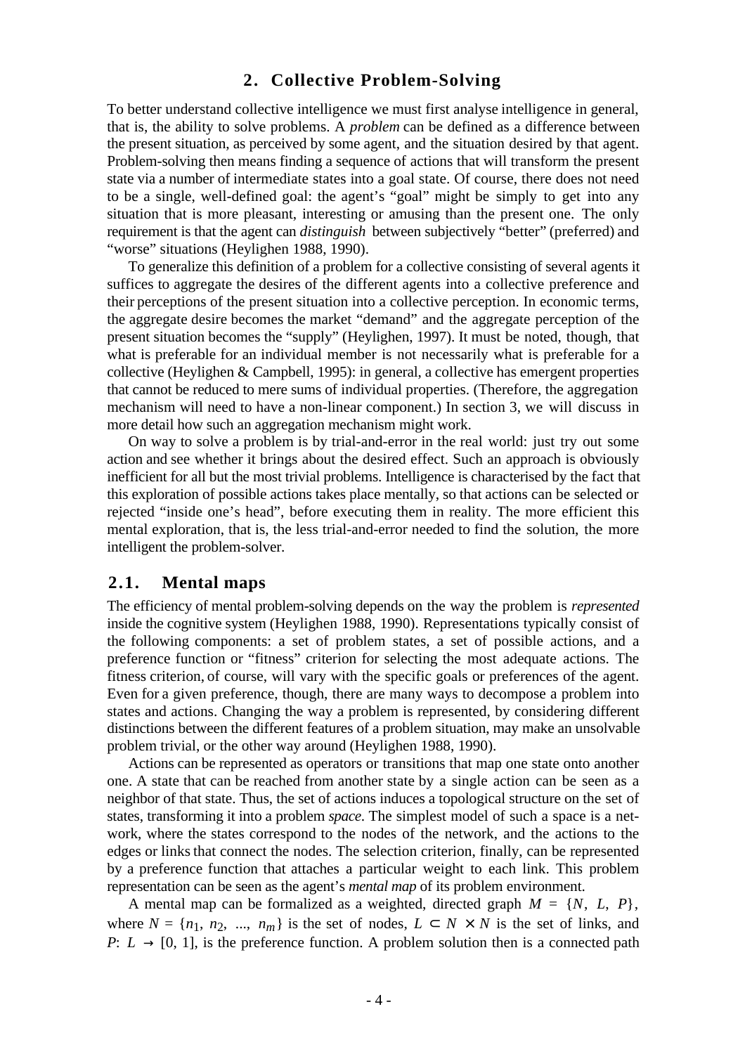## 2. Collective Problem-Solving

To better understand collective intelligence we must first analyse intelligence in general, that is, the ability to solve problems. A *problem* can be defined as a difference between the present situation, as perceived by some agent, and the situation desired by that agent. Problem-solving then means finding a sequence of actions that will transform the present state via a number of intermediate states into a goal state. Of course, there does not need to be a single, well-defined goal: the agent's "goal" might be simply to get into any situation that is more pleasant, interesting or amusing than the present one. The only requirement is that the agent can *distinguish* between subjectively "better" (preferred) and "worse" situations (Heylighen 1988, 1990).

To generalize this definition of a problem for a collective consisting of several agents it suffices to aggregate the desires of the different agents into a collective preference and their perceptions of the present situation into a collective perception. In economic terms, the aggregate desire becomes the market "demand" and the aggregate perception of the present situation becomes the "supply" (Heylighen, 1997). It must be noted, though, that what is preferable for an individual member is not necessarily what is preferable for a collective (Heylighen & Campbell, 1995): in general, a collective has emergent properties that cannot be reduced to mere sums of individual properties. (Therefore, the aggregation mechanism will need to have a non-linear component.) In section 3, we will discuss in more detail how such an aggregation mechanism might work.

On way to solve a problem is by trial-and-error in the real world: just try out some action and see whether it brings about the desired effect. Such an approach is obviously inefficient for all but the most trivial problems. Intelligence is characterised by the fact that this exploration of possible actions takes place mentally, so that actions can be selected or rejected "inside one's head", before executing them in reality. The more efficient this mental exploration, that is, the less trial-and-error needed to find the solution, the more intelligent the problem-solver.

### 2.1. Mental maps

The efficiency of mental problem-solving depends on the way the problem is *represented* inside the cognitive system (Heylighen 1988, 1990). Representations typically consist of the following components: a set of problem states, a set of possible actions, and a preference function or "fitness" criterion for selecting the most adequate actions. The fitness criterion, of course, will vary with the specific goals or preferences of the agent. Even for a given preference, though, there are many ways to decompose a problem into states and actions. Changing the way a problem is represented, by considering different distinctions between the different features of a problem situation, may make an unsolvable problem trivial, or the other way around (Heylighen 1988, 1990).

Actions can be represented as operators or transitions that map one state onto another one. A state that can be reached from another state by a single action can be seen as a neighbor of that state. Thus, the set of actions induces a topological structure on the set of states, transforming it into a problem *space*. The simplest model of such a space is a network, where the states correspond to the nodes of the network, and the actions to the edges or links that connect the nodes. The selection criterion, finally, can be represented by a preference function that attaches a particular weight to each link. This problem representation can be seen as the agent's *mental map* of its problem environment.

A mental map can be formalized as a weighted, directed graph $M = \{N, L, P\}$, where $N = \{n_1, n_2, ..., n_m\}$ is the set of nodes, $L \subset N \times N$ is the set of links, and $P$: $L \rightarrow [0, 1]$, is the preference function. A problem solution then is a connected path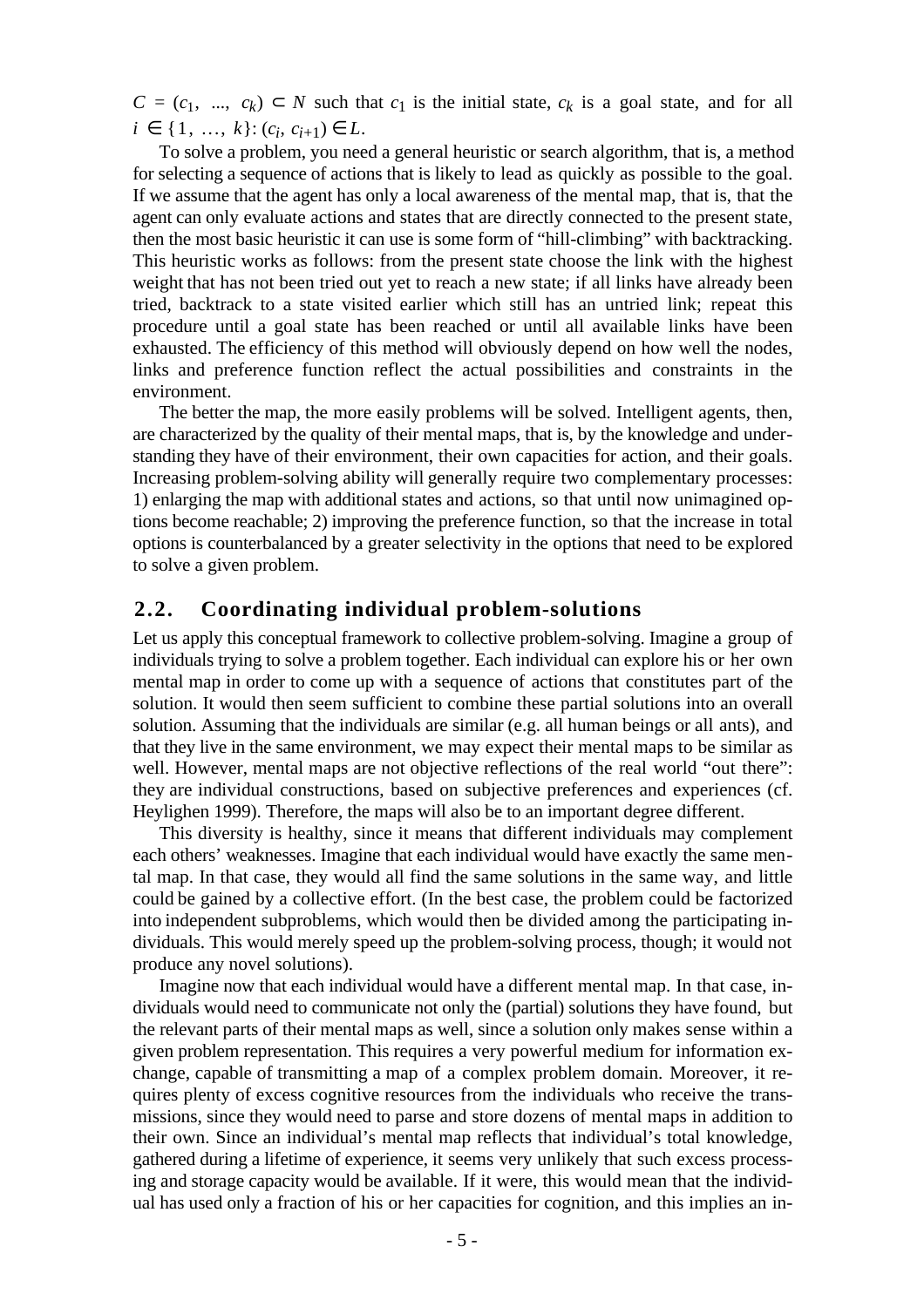$C = (c_1, ..., c_k) \subset N$ such that $c_1$ is the initial state, $c_k$ is a goal state, and for all $i \in \{1, \ldots, k\}$: $(c_i, c_{i+1}) \in L$.

To solve a problem, you need a general heuristic or search algorithm, that is, a method for selecting a sequence of actions that is likely to lead as quickly as possible to the goal. If we assume that the agent has only a local awareness of the mental map, that is, that the agent can only evaluate actions and states that are directly connected to the present state, then the most basic heuristic it can use is some form of "hill-climbing" with backtracking. This heuristic works as follows: from the present state choose the link with the highest weight that has not been tried out yet to reach a new state; if all links have already been tried, backtrack to a state visited earlier which still has an untried link; repeat this procedure until a goal state has been reached or until all available links have been exhausted. The efficiency of this method will obviously depend on how well the nodes, links and preference function reflect the actual possibilities and constraints in the environment.

The better the map, the more easily problems will be solved. Intelligent agents, then, are characterized by the quality of their mental maps, that is, by the knowledge and understanding they have of their environment, their own capacities for action, and their goals. Increasing problem-solving ability will generally require two complementary processes: 1) enlarging the map with additional states and actions, so that until now unimagined options become reachable; 2) improving the preference function, so that the increase in total options is counterbalanced by a greater selectivity in the options that need to be explored to solve a given problem.

## 2.2. Coordinating individual problem-solutions

Let us apply this conceptual framework to collective problem-solving. Imagine a group of individuals trying to solve a problem together. Each individual can explore his or her own mental map in order to come up with a sequence of actions that constitutes part of the solution. It would then seem sufficient to combine these partial solutions into an overall solution. Assuming that the individuals are similar (e.g. all human beings or all ants), and that they live in the same environment, we may expect their mental maps to be similar as well. However, mental maps are not objective reflections of the real world "out there": they are individual constructions, based on subjective preferences and experiences (cf. Heylighen 1999). Therefore, the maps will also be to an important degree different.

This diversity is healthy, since it means that different individuals may complement each others' weaknesses. Imagine that each individual would have exactly the same mental map. In that case, they would all find the same solutions in the same way, and little could be gained by a collective effort. (In the best case, the problem could be factorized into independent subproblems, which would then be divided among the participating individuals. This would merely speed up the problem-solving process, though; it would not produce any novel solutions).

Imagine now that each individual would have a different mental map. In that case, individuals would need to communicate not only the (partial) solutions they have found, but the relevant parts of their mental maps as well, since a solution only makes sense within a given problem representation. This requires a very powerful medium for information exchange, capable of transmitting a map of a complex problem domain. Moreover, it requires plenty of excess cognitive resources from the individuals who receive the transmissions, since they would need to parse and store dozens of mental maps in addition to their own. Since an individual's mental map reflects that individual's total knowledge, gathered during a lifetime of experience, it seems very unlikely that such excess processing and storage capacity would be available. If it were, this would mean that the individual has used only a fraction of his or her capacities for cognition, and this implies an in-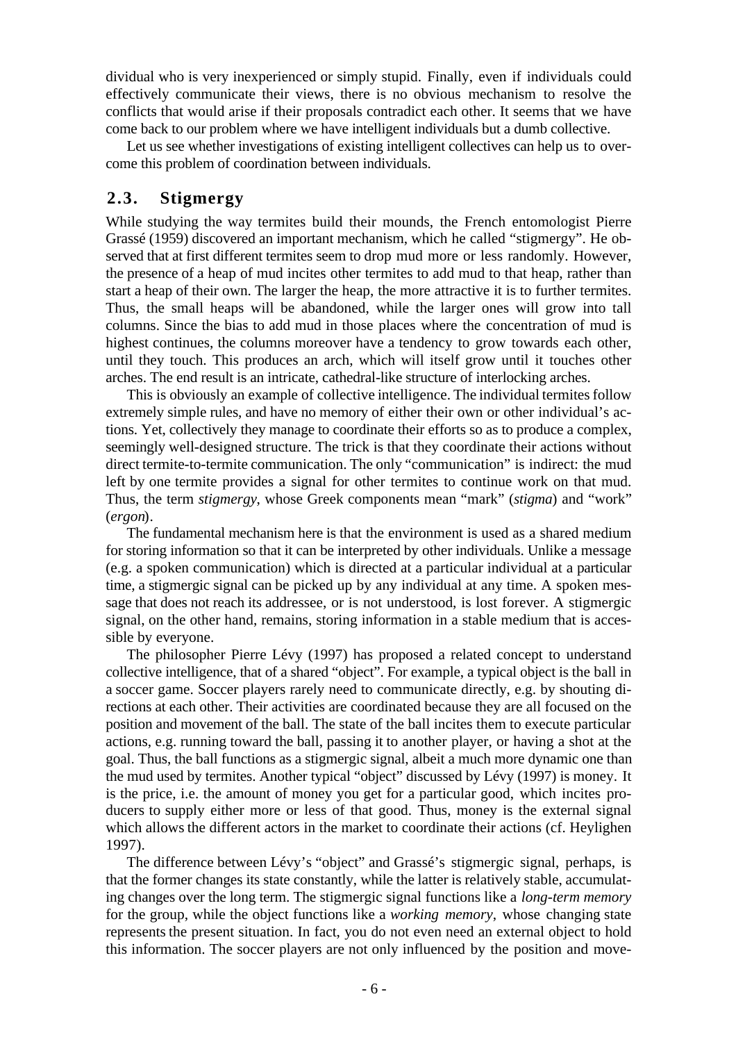dividual who is very inexperienced or simply stupid. Finally, even if individuals could effectively communicate their views, there is no obvious mechanism to resolve the conflicts that would arise if their proposals contradict each other. It seems that we have come back to our problem where we have intelligent individuals but a dumb collective.

Let us see whether investigations of existing intelligent collectives can help us to overcome this problem of coordination between individuals.

## 2.3. Stigmergy

While studying the way termites build their mounds, the French entomologist Pierre Grassé (1959) discovered an important mechanism, which he called "stigmergy". He observed that at first different termites seem to drop mud more or less randomly. However, the presence of a heap of mud incites other termites to add mud to that heap, rather than start a heap of their own. The larger the heap, the more attractive it is to further termites. Thus, the small heaps will be abandoned, while the larger ones will grow into tall columns. Since the bias to add mud in those places where the concentration of mud is highest continues, the columns moreover have a tendency to grow towards each other, until they touch. This produces an arch, which will itself grow until it touches other arches. The end result is an intricate, cathedral-like structure of interlocking arches.

This is obviously an example of collective intelligence. The individual termites follow extremely simple rules, and have no memory of either their own or other individual's actions. Yet, collectively they manage to coordinate their efforts so as to produce a complex, seemingly well-designed structure. The trick is that they coordinate their actions without direct termite-to-termite communication. The only "communication" is indirect: the mud left by one termite provides a signal for other termites to continue work on that mud. Thus, the term *stigmergy*, whose Greek components mean "mark" (*stigma*) and "work" (*ergon*).

The fundamental mechanism here is that the environment is used as a shared medium for storing information so that it can be interpreted by other individuals. Unlike a message (e.g. a spoken communication) which is directed at a particular individual at a particular time, a stigmergic signal can be picked up by any individual at any time. A spoken message that does not reach its addressee, or is not understood, is lost forever. A stigmergic signal, on the other hand, remains, storing information in a stable medium that is accessible by everyone.

The philosopher Pierre Lévy (1997) has proposed a related concept to understand collective intelligence, that of a shared "object". For example, a typical object is the ball in a soccer game. Soccer players rarely need to communicate directly, e.g. by shouting directions at each other. Their activities are coordinated because they are all focused on the position and movement of the ball. The state of the ball incites them to execute particular actions, e.g. running toward the ball, passing it to another player, or having a shot at the goal. Thus, the ball functions as a stigmergic signal, albeit a much more dynamic one than the mud used by termites. Another typical "object" discussed by Lévy (1997) is money. It is the price, i.e. the amount of money you get for a particular good, which incites producers to supply either more or less of that good. Thus, money is the external signal which allows the different actors in the market to coordinate their actions (cf. Heylighen 1997).

The difference between Lévy's "object" and Grassé's stigmergic signal, perhaps, is that the former changes its state constantly, while the latter is relatively stable, accumulating changes over the long term. The stigmergic signal functions like a *long-term memory* for the group, while the object functions like a *working memory*, whose changing state represents the present situation. In fact, you do not even need an external object to hold this information. The soccer players are not only influenced by the position and move-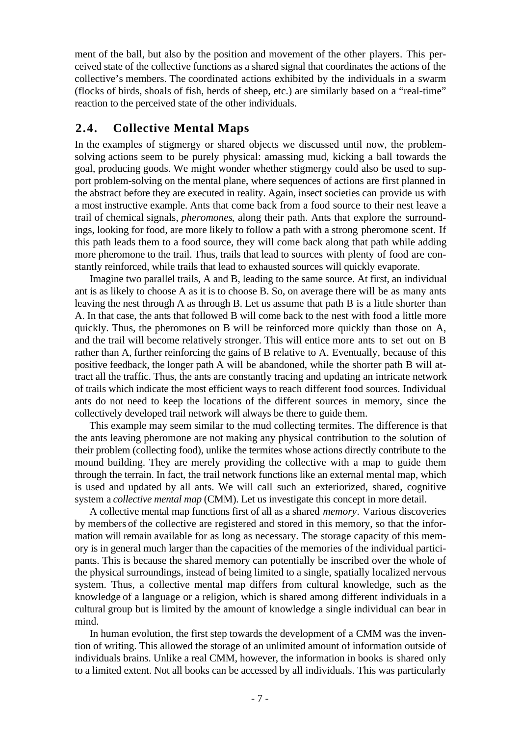ment of the ball, but also by the position and movement of the other players. This perceived state of the collective functions as a shared signal that coordinates the actions of the collective's members. The coordinated actions exhibited by the individuals in a swarm (flocks of birds, shoals of fish, herds of sheep, etc.) are similarly based on a "real-time" reaction to the perceived state of the other individuals.

## 2.4. Collective Mental Maps

In the examples of stigmergy or shared objects we discussed until now, the problem-solving actions seem to be purely physical: amassing mud, kicking a ball towards the goal, producing goods. We might wonder whether stigmergy could also be used to support problem-solving on the mental plane, where sequences of actions are first planned in the abstract before they are executed in reality. Again, insect societies can provide us with a most instructive example. Ants that come back from a food source to their nest leave a trail of chemical signals, *pheromones*, along their path. Ants that explore the surroundings, looking for food, are more likely to follow a path with a strong pheromone scent. If this path leads them to a food source, they will come back along that path while adding more pheromone to the trail. Thus, trails that lead to sources with plenty of food are constantly reinforced, while trails that lead to exhausted sources will quickly evaporate.

Imagine two parallel trails, A and B, leading to the same source. At first, an individual ant is as likely to choose A as it is to choose B. So, on average there will be as many ants leaving the nest through A as through B. Let us assume that path B is a little shorter than A. In that case, the ants that followed B will come back to the nest with food a little more quickly. Thus, the pheromones on B will be reinforced more quickly than those on A, and the trail will become relatively stronger. This will entice more ants to set out on B rather than A, further reinforcing the gains of B relative to A. Eventually, because of this positive feedback, the longer path A will be abandoned, while the shorter path B will attract all the traffic. Thus, the ants are constantly tracing and updating an intricate network of trails which indicate the most efficient ways to reach different food sources. Individual ants do not need to keep the locations of the different sources in memory, since the collectively developed trail network will always be there to guide them.

This example may seem similar to the mud collecting termites. The difference is that the ants leaving pheromone are not making any physical contribution to the solution of their problem (collecting food), unlike the termites whose actions directly contribute to the mound building. They are merely providing the collective with a map to guide them through the terrain. In fact, the trail network functions like an external mental map, which is used and updated by all ants. We will call such an exteriorized, shared, cognitive system a *collective mental map* (CMM). Let us investigate this concept in more detail.

A collective mental map functions first of all as a shared *memory*. Various discoveries by members of the collective are registered and stored in this memory, so that the information will remain available for as long as necessary. The storage capacity of this memory is in general much larger than the capacities of the memories of the individual participants. This is because the shared memory can potentially be inscribed over the whole of the physical surroundings, instead of being limited to a single, spatially localized nervous system. Thus, a collective mental map differs from cultural knowledge, such as the knowledge of a language or a religion, which is shared among different individuals in a cultural group but is limited by the amount of knowledge a single individual can bear in mind.

In human evolution, the first step towards the development of a CMM was the invention of writing. This allowed the storage of an unlimited amount of information outside of individuals brains. Unlike a real CMM, however, the information in books is shared only to a limited extent. Not all books can be accessed by all individuals. This was particularly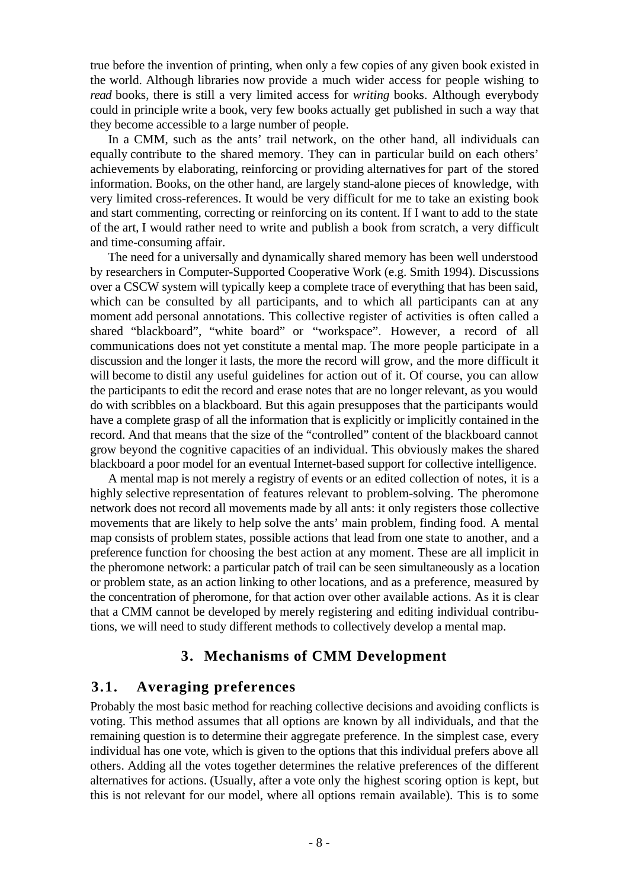true before the invention of printing, when only a few copies of any given book existed in the world. Although libraries now provide a much wider access for people wishing to *read* books, there is still a very limited access for *writing* books. Although everybody could in principle write a book, very few books actually get published in such a way that they become accessible to a large number of people.

In a CMM, such as the ants' trail network, on the other hand, all individuals can equally contribute to the shared memory. They can in particular build on each others' achievements by elaborating, reinforcing or providing alternatives for part of the stored information. Books, on the other hand, are largely stand-alone pieces of knowledge, with very limited cross-references. It would be very difficult for me to take an existing book and start commenting, correcting or reinforcing on its content. If I want to add to the state of the art, I would rather need to write and publish a book from scratch, a very difficult and time-consuming affair.

The need for a universally and dynamically shared memory has been well understood by researchers in Computer-Supported Cooperative Work (e.g. Smith 1994). Discussions over a CSCW system will typically keep a complete trace of everything that has been said, which can be consulted by all participants, and to which all participants can at any moment add personal annotations. This collective register of activities is often called a shared "blackboard", "white board" or "workspace". However, a record of all communications does not yet constitute a mental map. The more people participate in a discussion and the longer it lasts, the more the record will grow, and the more difficult it will become to distil any useful guidelines for action out of it. Of course, you can allow the participants to edit the record and erase notes that are no longer relevant, as you would do with scribbles on a blackboard. But this again presupposes that the participants would have a complete grasp of all the information that is explicitly or implicitly contained in the record. And that means that the size of the "controlled" content of the blackboard cannot grow beyond the cognitive capacities of an individual. This obviously makes the shared blackboard a poor model for an eventual Internet-based support for collective intelligence.

A mental map is not merely a registry of events or an edited collection of notes, it is a highly selective representation of features relevant to problem-solving. The pheromone network does not record all movements made by all ants: it only registers those collective movements that are likely to help solve the ants' main problem, finding food. A mental map consists of problem states, possible actions that lead from one state to another, and a preference function for choosing the best action at any moment. These are all implicit in the pheromone network: a particular patch of trail can be seen simultaneously as a location or problem state, as an action linking to other locations, and as a preference, measured by the concentration of pheromone, for that action over other available actions. As it is clear that a CMM cannot be developed by merely registering and editing individual contributions, we will need to study different methods to collectively develop a mental map.

# 3. Mechanisms of CMM Development

## 3.1. Averaging preferences

Probably the most basic method for reaching collective decisions and avoiding conflicts is voting. This method assumes that all options are known by all individuals, and that the remaining question is to determine their aggregate preference. In the simplest case, every individual has one vote, which is given to the options that this individual prefers above all others. Adding all the votes together determines the relative preferences of the different alternatives for actions. (Usually, after a vote only the highest scoring option is kept, but this is not relevant for our model, where all options remain available). This is to some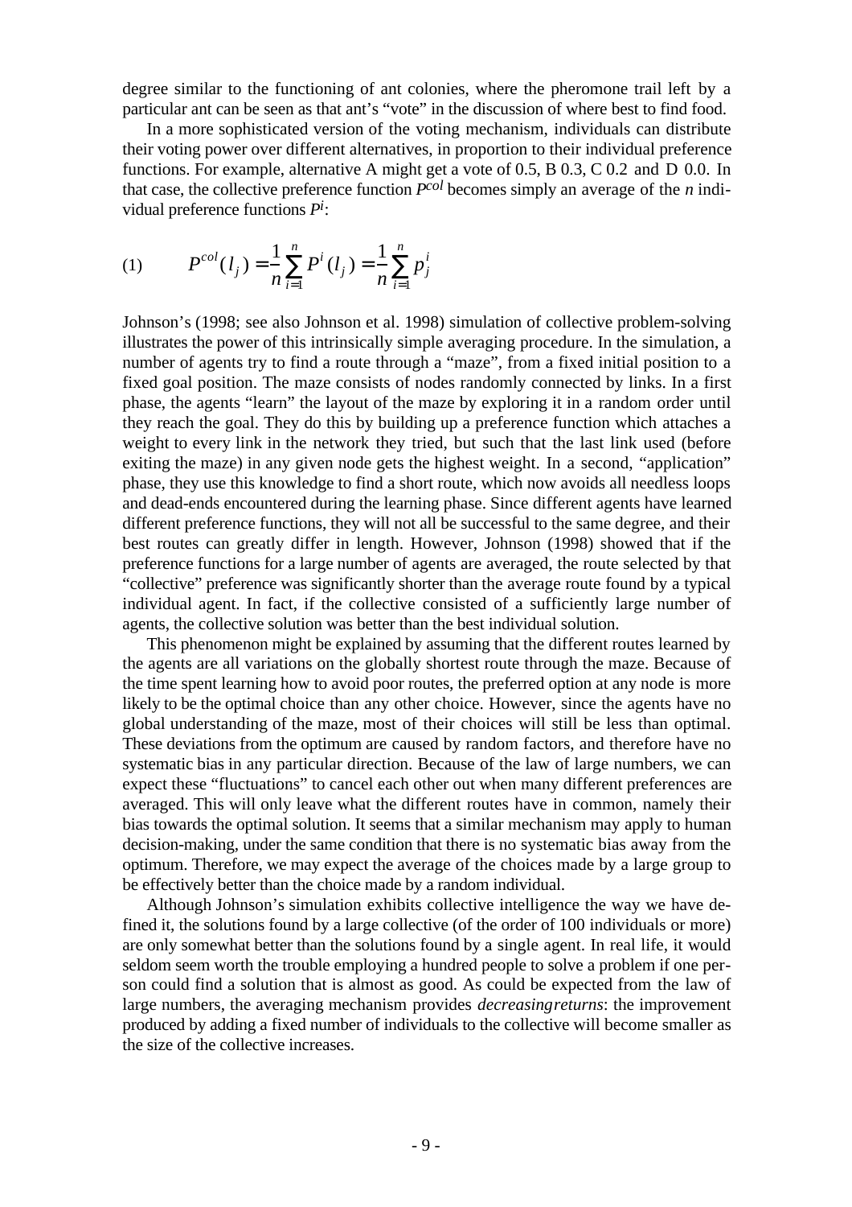degree similar to the functioning of ant colonies, where the pheromone trail left by a particular ant can be seen as that ant's "vote" in the discussion of where best to find food.

In a more sophisticated version of the voting mechanism, individuals can distribute their voting power over different alternatives, in proportion to their individual preference functions. For example, alternative A might get a vote of 0.5, B 0.3, C 0.2 and D 0.0. In that case, the collective preference function $P^{col}$ becomes simply an average of the $n$ individual preference functions $P^i$:

$$(1) \qquad P^{col}(l_j) = \frac{1}{n}\sum_{i=1}^{n} P^i(l_j) = \frac{1}{n}\sum_{i=1}^{n} p_j^i$$

Johnson's (1998; see also Johnson et al. 1998) simulation of collective problem-solving illustrates the power of this intrinsically simple averaging procedure. In the simulation, a number of agents try to find a route through a "maze", from a fixed initial position to a fixed goal position. The maze consists of nodes randomly connected by links. In a first phase, the agents "learn" the layout of the maze by exploring it in a random order until they reach the goal. They do this by building up a preference function which attaches a weight to every link in the network they tried, but such that the last link used (before exiting the maze) in any given node gets the highest weight. In a second, "application" phase, they use this knowledge to find a short route, which now avoids all needless loops and dead-ends encountered during the learning phase. Since different agents have learned different preference functions, they will not all be successful to the same degree, and their best routes can greatly differ in length. However, Johnson (1998) showed that if the preference functions for a large number of agents are averaged, the route selected by that "collective" preference was significantly shorter than the average route found by a typical individual agent. In fact, if the collective consisted of a sufficiently large number of agents, the collective solution was better than the best individual solution.

This phenomenon might be explained by assuming that the different routes learned by the agents are all variations on the globally shortest route through the maze. Because of the time spent learning how to avoid poor routes, the preferred option at any node is more likely to be the optimal choice than any other choice. However, since the agents have no global understanding of the maze, most of their choices will still be less than optimal. These deviations from the optimum are caused by random factors, and therefore have no systematic bias in any particular direction. Because of the law of large numbers, we can expect these "fluctuations" to cancel each other out when many different preferences are averaged. This will only leave what the different routes have in common, namely their bias towards the optimal solution. It seems that a similar mechanism may apply to human decision-making, under the same condition that there is no systematic bias away from the optimum. Therefore, we may expect the average of the choices made by a large group to be effectively better than the choice made by a random individual.

Although Johnson's simulation exhibits collective intelligence the way we have defined it, the solutions found by a large collective (of the order of 100 individuals or more) are only somewhat better than the solutions found by a single agent. In real life, it would seldom seem worth the trouble employing a hundred people to solve a problem if one person could find a solution that is almost as good. As could be expected from the law of large numbers, the averaging mechanism provides *decreasing returns*: the improvement produced by adding a fixed number of individuals to the collective will become smaller as the size of the collective increases.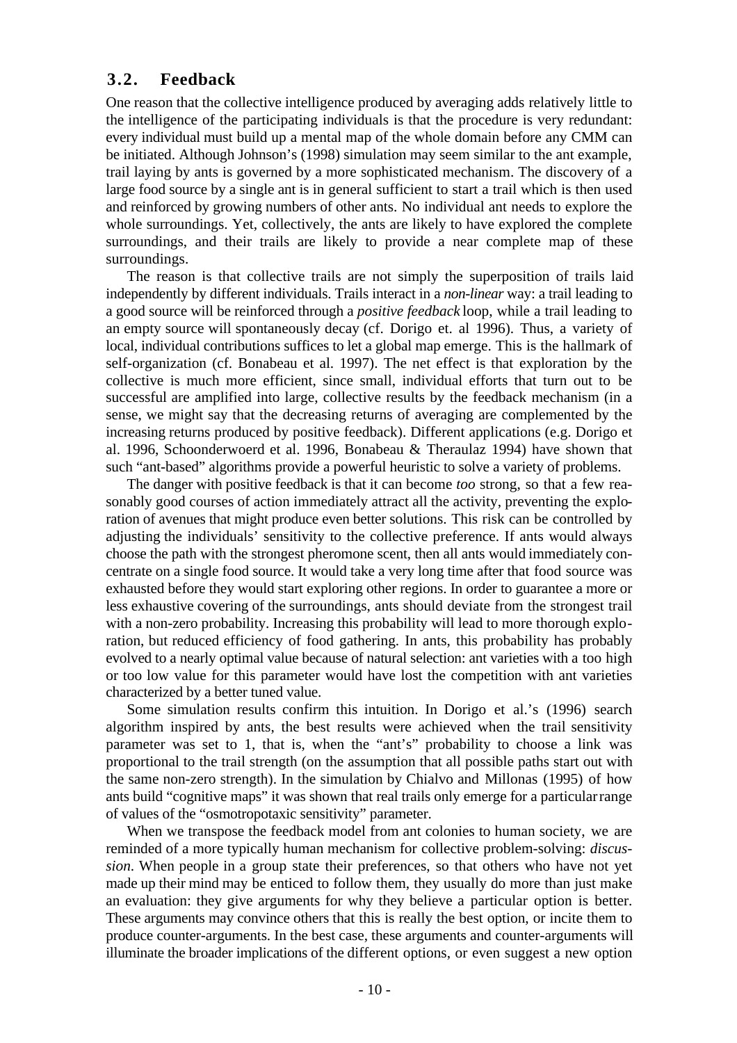## 3.2. Feedback

One reason that the collective intelligence produced by averaging adds relatively little to the intelligence of the participating individuals is that the procedure is very redundant: every individual must build up a mental map of the whole domain before any CMM can be initiated. Although Johnson's (1998) simulation may seem similar to the ant example, trail laying by ants is governed by a more sophisticated mechanism. The discovery of a large food source by a single ant is in general sufficient to start a trail which is then used and reinforced by growing numbers of other ants. No individual ant needs to explore the whole surroundings. Yet, collectively, the ants are likely to have explored the complete surroundings, and their trails are likely to provide a near complete map of these surroundings.

The reason is that collective trails are not simply the superposition of trails laid independently by different individuals. Trails interact in a *non-linear* way: a trail leading to a good source will be reinforced through a *positive feedback* loop, while a trail leading to an empty source will spontaneously decay (cf. Dorigo et. al 1996). Thus, a variety of local, individual contributions suffices to let a global map emerge. This is the hallmark of self-organization (cf. Bonabeau et al. 1997). The net effect is that exploration by the collective is much more efficient, since small, individual efforts that turn out to be successful are amplified into large, collective results by the feedback mechanism (in a sense, we might say that the decreasing returns of averaging are complemented by the increasing returns produced by positive feedback). Different applications (e.g. Dorigo et al. 1996, Schoonderwoerd et al. 1996, Bonabeau & Theraulaz 1994) have shown that such "ant-based" algorithms provide a powerful heuristic to solve a variety of problems.

The danger with positive feedback is that it can become *too* strong, so that a few reasonably good courses of action immediately attract all the activity, preventing the exploration of avenues that might produce even better solutions. This risk can be controlled by adjusting the individuals' sensitivity to the collective preference. If ants would always choose the path with the strongest pheromone scent, then all ants would immediately concentrate on a single food source. It would take a very long time after that food source was exhausted before they would start exploring other regions. In order to guarantee a more or less exhaustive covering of the surroundings, ants should deviate from the strongest trail with a non-zero probability. Increasing this probability will lead to more thorough exploration, but reduced efficiency of food gathering. In ants, this probability has probably evolved to a nearly optimal value because of natural selection: ant varieties with a too high or too low value for this parameter would have lost the competition with ant varieties characterized by a better tuned value.

Some simulation results confirm this intuition. In Dorigo et al.'s (1996) search algorithm inspired by ants, the best results were achieved when the trail sensitivity parameter was set to 1, that is, when the "ant's" probability to choose a link was proportional to the trail strength (on the assumption that all possible paths start out with the same non-zero strength). In the simulation by Chialvo and Millonas (1995) of how ants build "cognitive maps" it was shown that real trails only emerge for a particular range of values of the "osmotropotaxic sensitivity" parameter.

When we transpose the feedback model from ant colonies to human society, we are reminded of a more typically human mechanism for collective problem-solving: *discussion*. When people in a group state their preferences, so that others who have not yet made up their mind may be enticed to follow them, they usually do more than just make an evaluation: they give arguments for why they believe a particular option is better. These arguments may convince others that this is really the best option, or incite them to produce counter-arguments. In the best case, these arguments and counter-arguments will illuminate the broader implications of the different options, or even suggest a new option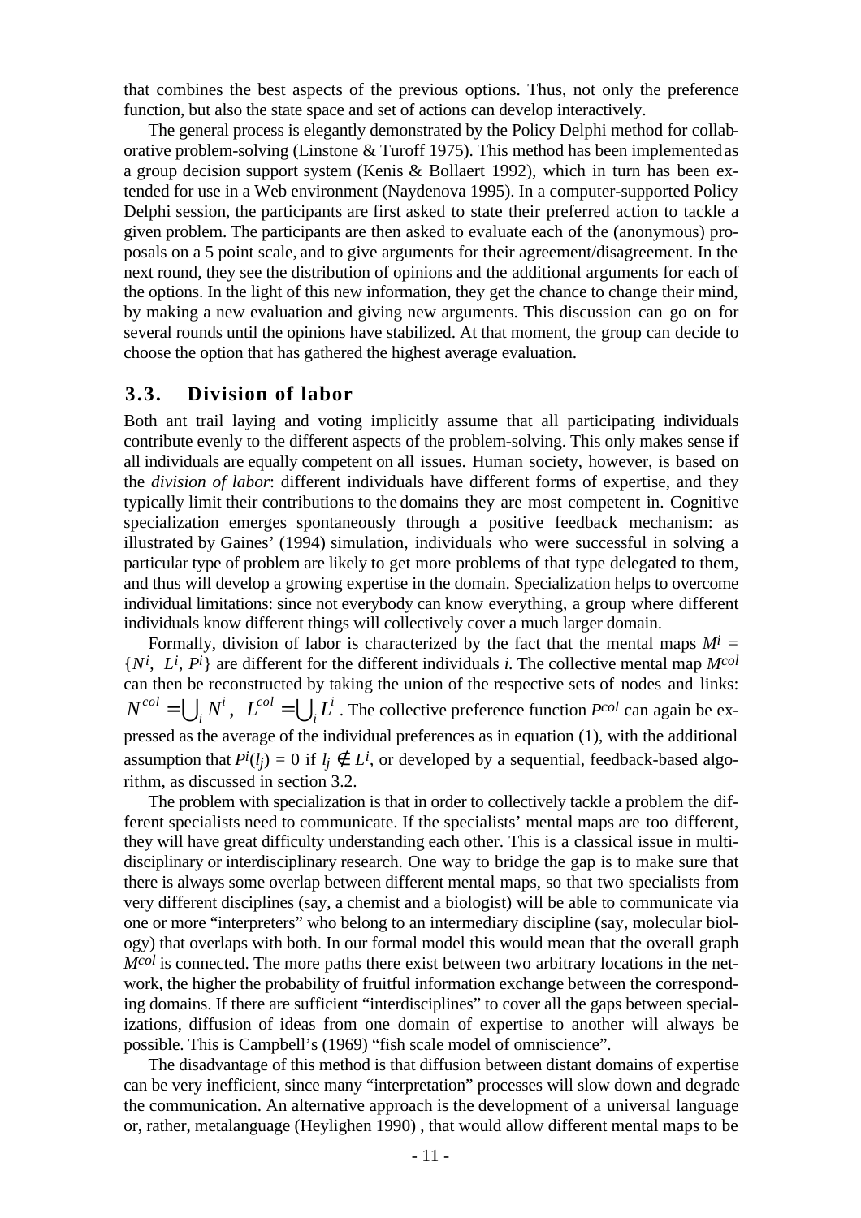that combines the best aspects of the previous options. Thus, not only the preference function, but also the state space and set of actions can develop interactively.

The general process is elegantly demonstrated by the Policy Delphi method for collaborative problem-solving (Linstone & Turoff 1975). This method has been implemented as a group decision support system (Kenis & Bollaert 1992), which in turn has been extended for use in a Web environment (Naydenova 1995). In a computer-supported Policy Delphi session, the participants are first asked to state their preferred action to tackle a given problem. The participants are then asked to evaluate each of the (anonymous) proposals on a 5 point scale, and to give arguments for their agreement/disagreement. In the next round, they see the distribution of opinions and the additional arguments for each of the options. In the light of this new information, they get the chance to change their mind, by making a new evaluation and giving new arguments. This discussion can go on for several rounds until the opinions have stabilized. At that moment, the group can decide to choose the option that has gathered the highest average evaluation.

### 3.3. Division of labor

Both ant trail laying and voting implicitly assume that all participating individuals contribute evenly to the different aspects of the problem-solving. This only makes sense if all individuals are equally competent on all issues. Human society, however, is based on the *division of labor*: different individuals have different forms of expertise, and they typically limit their contributions to the domains they are most competent in. Cognitive specialization emerges spontaneously through a positive feedback mechanism: as illustrated by Gaines' (1994) simulation, individuals who were successful in solving a particular type of problem are likely to get more problems of that type delegated to them, and thus will develop a growing expertise in the domain. Specialization helps to overcome individual limitations: since not everybody can know everything, a group where different individuals know different things will collectively cover a much larger domain.

Formally, division of labor is characterized by the fact that the mental maps $M^i = \{N^i, L^i, P^i\}$ are different for the different individuals *i.* The collective mental map $M^{col}$ can then be reconstructed by taking the union of the respective sets of nodes and links: $N^{col} = \bigcup_i N^i$, $L^{col} = \bigcup_i L^i$. The collective preference function $P^{col}$ can again be expressed as the average of the individual preferences as in equation (1), with the additional assumption that $P^i(l_j) = 0$ if $l_j \notin L^i$, or developed by a sequential, feedback-based algorithm, as discussed in section 3.2.

The problem with specialization is that in order to collectively tackle a problem the different specialists need to communicate. If the specialists' mental maps are too different, they will have great difficulty understanding each other. This is a classical issue in multidisciplinary or interdisciplinary research. One way to bridge the gap is to make sure that there is always some overlap between different mental maps, so that two specialists from very different disciplines (say, a chemist and a biologist) will be able to communicate via one or more "interpreters" who belong to an intermediary discipline (say, molecular biology) that overlaps with both. In our formal model this would mean that the overall graph $M^{col}$ is connected. The more paths there exist between two arbitrary locations in the network, the higher the probability of fruitful information exchange between the corresponding domains. If there are sufficient "interdisciplines" to cover all the gaps between specializations, diffusion of ideas from one domain of expertise to another will always be possible. This is Campbell's (1969) "fish scale model of omniscience".

The disadvantage of this method is that diffusion between distant domains of expertise can be very inefficient, since many "interpretation" processes will slow down and degrade the communication. An alternative approach is the development of a universal language or, rather, metalanguage (Heylighen 1990) , that would allow different mental maps to be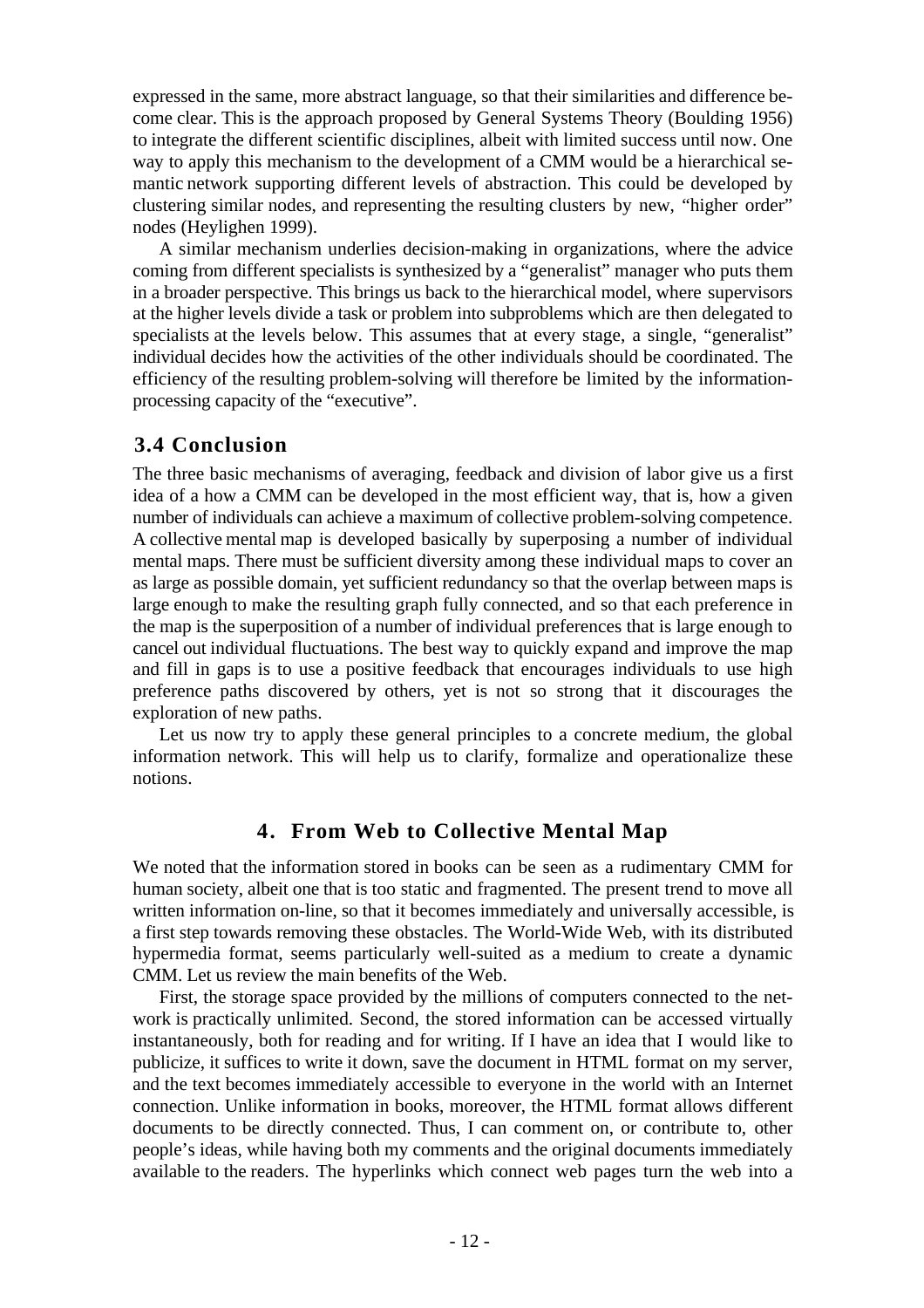expressed in the same, more abstract language, so that their similarities and difference become clear. This is the approach proposed by General Systems Theory (Boulding 1956) to integrate the different scientific disciplines, albeit with limited success until now. One way to apply this mechanism to the development of a CMM would be a hierarchical semantic network supporting different levels of abstraction. This could be developed by clustering similar nodes, and representing the resulting clusters by new, "higher order" nodes (Heylighen 1999).

A similar mechanism underlies decision-making in organizations, where the advice coming from different specialists is synthesized by a "generalist" manager who puts them in a broader perspective. This brings us back to the hierarchical model, where supervisors at the higher levels divide a task or problem into subproblems which are then delegated to specialists at the levels below. This assumes that at every stage, a single, "generalist" individual decides how the activities of the other individuals should be coordinated. The efficiency of the resulting problem-solving will therefore be limited by the information-processing capacity of the "executive".

### 3.4 Conclusion

The three basic mechanisms of averaging, feedback and division of labor give us a first idea of a how a CMM can be developed in the most efficient way, that is, how a given number of individuals can achieve a maximum of collective problem-solving competence. A collective mental map is developed basically by superposing a number of individual mental maps. There must be sufficient diversity among these individual maps to cover an as large as possible domain, yet sufficient redundancy so that the overlap between maps is large enough to make the resulting graph fully connected, and so that each preference in the map is the superposition of a number of individual preferences that is large enough to cancel out individual fluctuations. The best way to quickly expand and improve the map and fill in gaps is to use a positive feedback that encourages individuals to use high preference paths discovered by others, yet is not so strong that it discourages the exploration of new paths.

Let us now try to apply these general principles to a concrete medium, the global information network. This will help us to clarify, formalize and operationalize these notions.

## 4. From Web to Collective Mental Map

We noted that the information stored in books can be seen as a rudimentary CMM for human society, albeit one that is too static and fragmented. The present trend to move all written information on-line, so that it becomes immediately and universally accessible, is a first step towards removing these obstacles. The World-Wide Web, with its distributed hypermedia format, seems particularly well-suited as a medium to create a dynamic CMM. Let us review the main benefits of the Web.

First, the storage space provided by the millions of computers connected to the network is practically unlimited. Second, the stored information can be accessed virtually instantaneously, both for reading and for writing. If I have an idea that I would like to publicize, it suffices to write it down, save the document in HTML format on my server, and the text becomes immediately accessible to everyone in the world with an Internet connection. Unlike information in books, moreover, the HTML format allows different documents to be directly connected. Thus, I can comment on, or contribute to, other people's ideas, while having both my comments and the original documents immediately available to the readers. The hyperlinks which connect web pages turn the web into a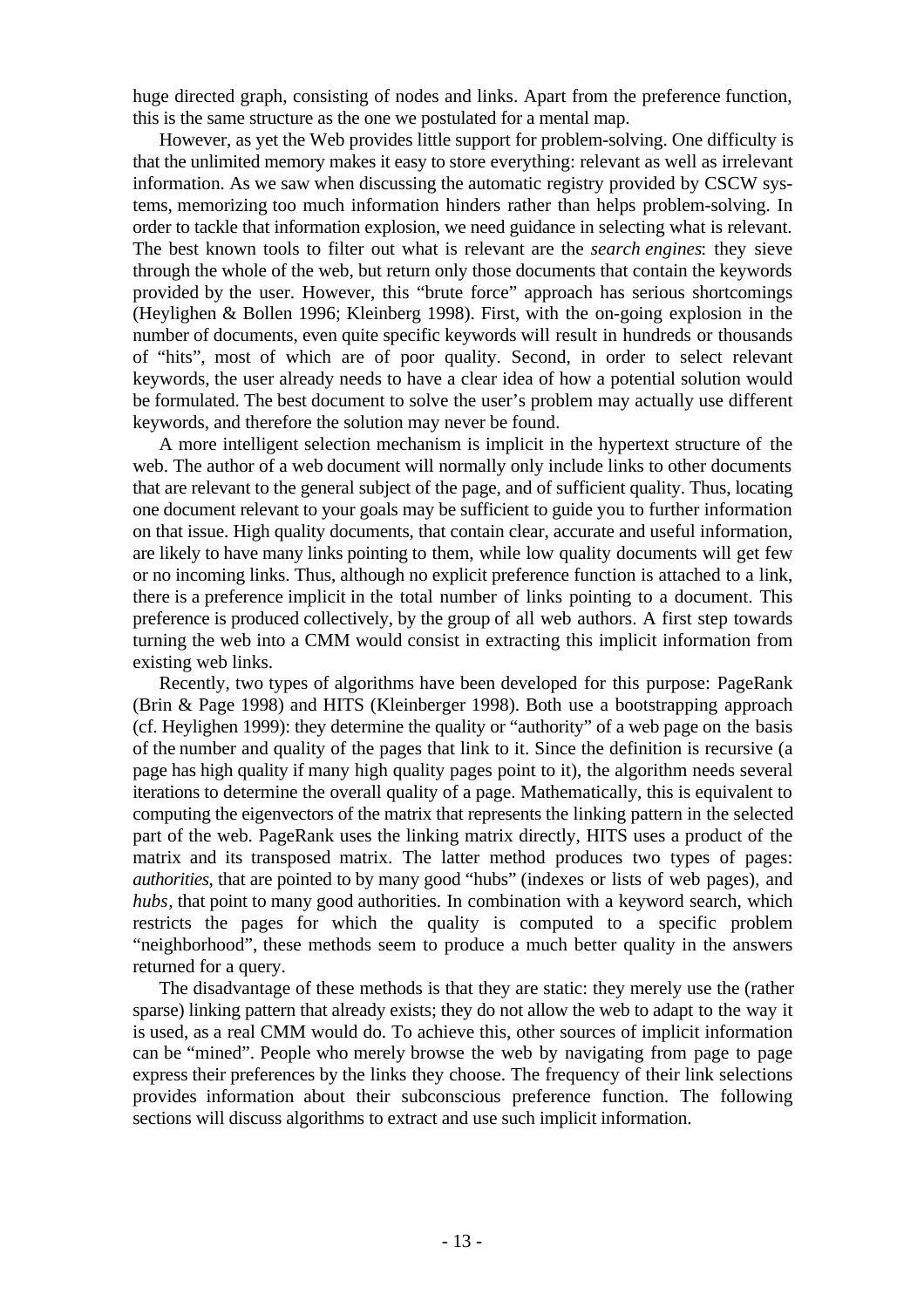huge directed graph, consisting of nodes and links. Apart from the preference function, this is the same structure as the one we postulated for a mental map.

However, as yet the Web provides little support for problem-solving. One difficulty is that the unlimited memory makes it easy to store everything: relevant as well as irrelevant information. As we saw when discussing the automatic registry provided by CSCW systems, memorizing too much information hinders rather than helps problem-solving. In order to tackle that information explosion, we need guidance in selecting what is relevant. The best known tools to filter out what is relevant are the *search engines*: they sieve through the whole of the web, but return only those documents that contain the keywords provided by the user. However, this "brute force" approach has serious shortcomings (Heylighen & Bollen 1996; Kleinberg 1998). First, with the on-going explosion in the number of documents, even quite specific keywords will result in hundreds or thousands of "hits", most of which are of poor quality. Second, in order to select relevant keywords, the user already needs to have a clear idea of how a potential solution would be formulated. The best document to solve the user's problem may actually use different keywords, and therefore the solution may never be found.

A more intelligent selection mechanism is implicit in the hypertext structure of the web. The author of a web document will normally only include links to other documents that are relevant to the general subject of the page, and of sufficient quality. Thus, locating one document relevant to your goals may be sufficient to guide you to further information on that issue. High quality documents, that contain clear, accurate and useful information, are likely to have many links pointing to them, while low quality documents will get few or no incoming links. Thus, although no explicit preference function is attached to a link, there is a preference implicit in the total number of links pointing to a document. This preference is produced collectively, by the group of all web authors. A first step towards turning the web into a CMM would consist in extracting this implicit information from existing web links.

Recently, two types of algorithms have been developed for this purpose: PageRank (Brin & Page 1998) and HITS (Kleinberger 1998). Both use a bootstrapping approach (cf. Heylighen 1999): they determine the quality or "authority" of a web page on the basis of the number and quality of the pages that link to it. Since the definition is recursive (a page has high quality if many high quality pages point to it), the algorithm needs several iterations to determine the overall quality of a page. Mathematically, this is equivalent to computing the eigenvectors of the matrix that represents the linking pattern in the selected part of the web. PageRank uses the linking matrix directly, HITS uses a product of the matrix and its transposed matrix. The latter method produces two types of pages: *authorities*, that are pointed to by many good "hubs" (indexes or lists of web pages), and *hubs*, that point to many good authorities. In combination with a keyword search, which restricts the pages for which the quality is computed to a specific problem "neighborhood", these methods seem to produce a much better quality in the answers returned for a query.

The disadvantage of these methods is that they are static: they merely use the (rather sparse) linking pattern that already exists; they do not allow the web to adapt to the way it is used, as a real CMM would do. To achieve this, other sources of implicit information can be "mined". People who merely browse the web by navigating from page to page express their preferences by the links they choose. The frequency of their link selections provides information about their subconscious preference function. The following sections will discuss algorithms to extract and use such implicit information.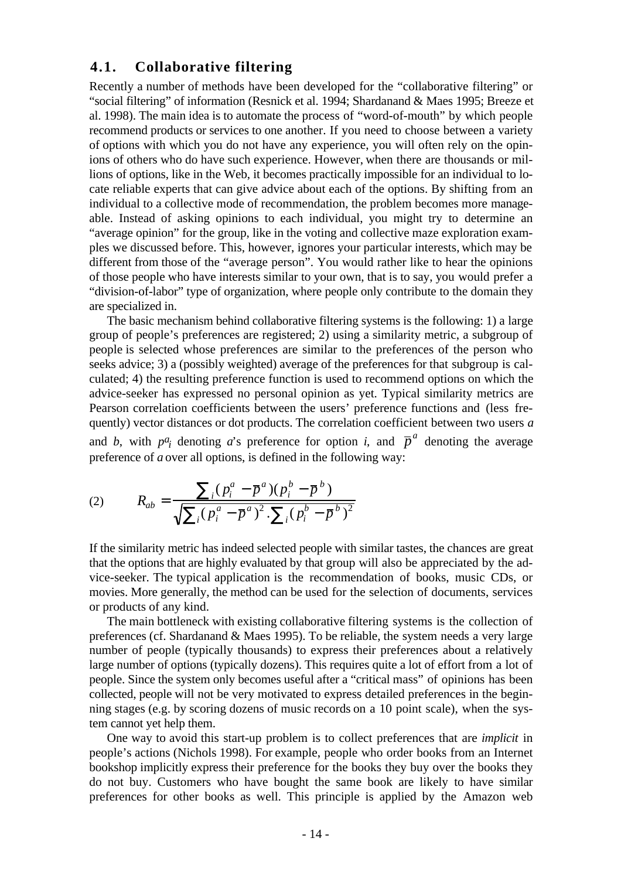### 4.1. Collaborative filtering

Recently a number of methods have been developed for the "collaborative filtering" or "social filtering" of information (Resnick et al. 1994; Shardanand & Maes 1995; Breeze et al. 1998). The main idea is to automate the process of "word-of-mouth" by which people recommend products or services to one another. If you need to choose between a variety of options with which you do not have any experience, you will often rely on the opinions of others who do have such experience. However, when there are thousands or millions of options, like in the Web, it becomes practically impossible for an individual to locate reliable experts that can give advice about each of the options. By shifting from an individual to a collective mode of recommendation, the problem becomes more manageable. Instead of asking opinions to each individual, you might try to determine an "average opinion" for the group, like in the voting and collective maze exploration examples we discussed before. This, however, ignores your particular interests, which may be different from those of the "average person". You would rather like to hear the opinions of those people who have interests similar to your own, that is to say, you would prefer a "division-of-labor" type of organization, where people only contribute to the domain they are specialized in.

The basic mechanism behind collaborative filtering systems is the following: 1) a large group of people's preferences are registered; 2) using a similarity metric, a subgroup of people is selected whose preferences are similar to the preferences of the person who seeks advice; 3) a (possibly weighted) average of the preferences for that subgroup is calculated; 4) the resulting preference function is used to recommend options on which the advice-seeker has expressed no personal opinion as yet. Typical similarity metrics are Pearson correlation coefficients between the users' preference functions and (less frequently) vector distances or dot products. The correlation coefficient between two users *a* and *b*, with $p^a_i$ denoting *a*'s preference for option *i*, and $\bar{p}^a$ denoting the average preference of *a* over all options, is defined in the following way:

$$(2) \qquad R_{ab} = \frac{\sum_i (p_i^a - \bar{p}^a)(p_i^b - \bar{p}^b)}{\sqrt{\sum_i (p_i^a - \bar{p}^a)^2 \cdot \sum_i (p_i^b - \bar{p}^b)^2}}$$

If the similarity metric has indeed selected people with similar tastes, the chances are great that the options that are highly evaluated by that group will also be appreciated by the advice-seeker. The typical application is the recommendation of books, music CDs, or movies. More generally, the method can be used for the selection of documents, services or products of any kind.

The main bottleneck with existing collaborative filtering systems is the collection of preferences (cf. Shardanand & Maes 1995). To be reliable, the system needs a very large number of people (typically thousands) to express their preferences about a relatively large number of options (typically dozens). This requires quite a lot of effort from a lot of people. Since the system only becomes useful after a "critical mass" of opinions has been collected, people will not be very motivated to express detailed preferences in the beginning stages (e.g. by scoring dozens of music records on a 10 point scale), when the system cannot yet help them.

One way to avoid this start-up problem is to collect preferences that are *implicit* in people's actions (Nichols 1998). For example, people who order books from an Internet bookshop implicitly express their preference for the books they buy over the books they do not buy. Customers who have bought the same book are likely to have similar preferences for other books as well. This principle is applied by the Amazon web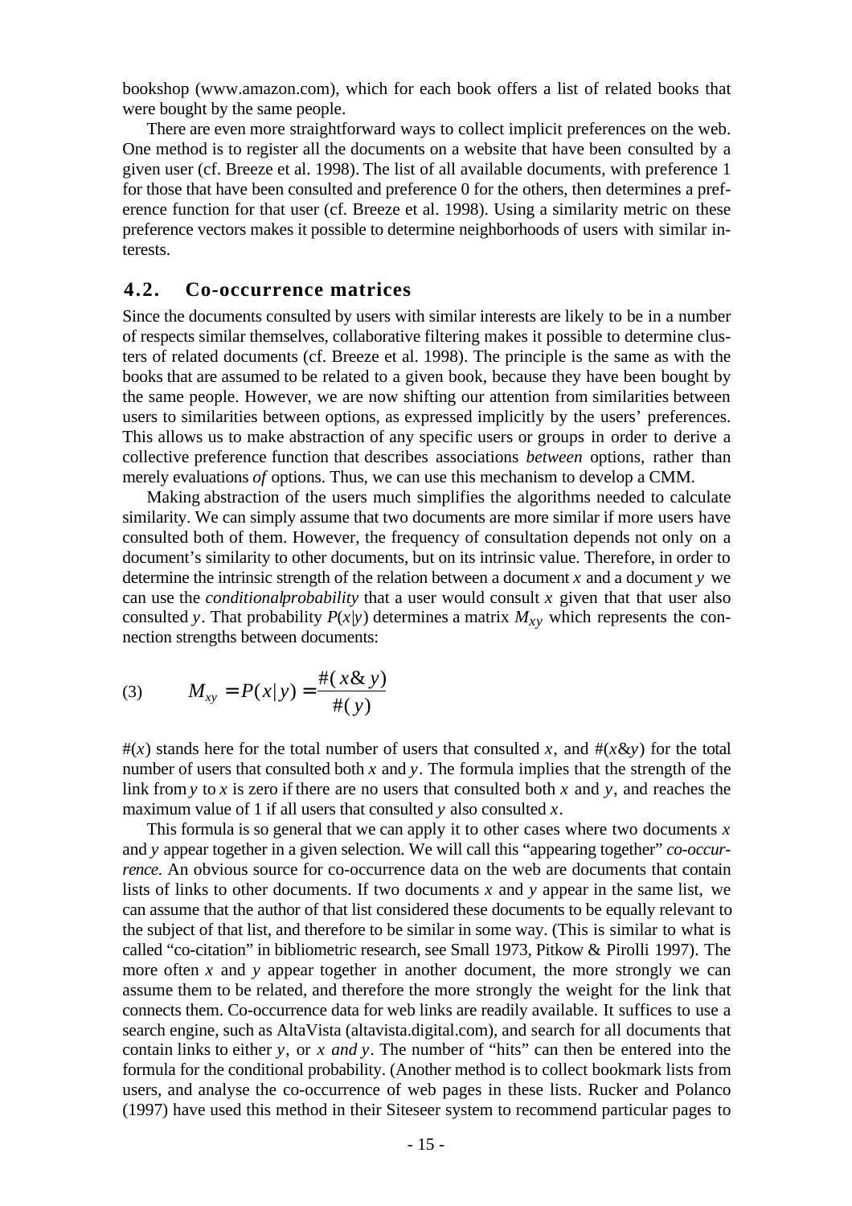bookshop (www.amazon.com), which for each book offers a list of related books that were bought by the same people.

There are even more straightforward ways to collect implicit preferences on the web. One method is to register all the documents on a website that have been consulted by a given user (cf. Breeze et al. 1998). The list of all available documents, with preference 1 for those that have been consulted and preference 0 for the others, then determines a preference function for that user (cf. Breeze et al. 1998). Using a similarity metric on these preference vectors makes it possible to determine neighborhoods of users with similar interests.

## 4.2. Co-occurrence matrices

Since the documents consulted by users with similar interests are likely to be in a number of respects similar themselves, collaborative filtering makes it possible to determine clusters of related documents (cf. Breeze et al. 1998). The principle is the same as with the books that are assumed to be related to a given book, because they have been bought by the same people. However, we are now shifting our attention from similarities between users to similarities between options, as expressed implicitly by the users' preferences. This allows us to make abstraction of any specific users or groups in order to derive a collective preference function that describes associations *between* options, rather than merely evaluations *of* options. Thus, we can use this mechanism to develop a CMM.

Making abstraction of the users much simplifies the algorithms needed to calculate similarity. We can simply assume that two documents are more similar if more users have consulted both of them. However, the frequency of consultation depends not only on a document's similarity to other documents, but on its intrinsic value. Therefore, in order to determine the intrinsic strength of the relation between a document $x$ and a document $y$ we can use the *conditional probability* that a user would consult $x$ given that that user also consulted $y$. That probability $P(x|y)$ determines a matrix $M_{xy}$ which represents the connection strengths between documents:

$$M_{xy} = P(x|y) = \frac{\#(x \& y)}{\#(y)} \tag{3}$$

$\#(x)$ stands here for the total number of users that consulted $x$, and $\#(x \& y)$ for the total number of users that consulted both $x$ and $y$. The formula implies that the strength of the link from $y$ to $x$ is zero if there are no users that consulted both $x$ and $y$, and reaches the maximum value of 1 if all users that consulted $y$ also consulted $x$.

This formula is so general that we can apply it to other cases where two documents $x$ and $y$ appear together in a given selection. We will call this "appearing together" *co-occurrence.* An obvious source for co-occurrence data on the web are documents that contain lists of links to other documents. If two documents $x$ and $y$ appear in the same list, we can assume that the author of that list considered these documents to be equally relevant to the subject of that list, and therefore to be similar in some way. (This is similar to what is called "co-citation" in bibliometric research, see Small 1973, Pitkow & Pirolli 1997). The more often $x$ and $y$ appear together in another document, the more strongly we can assume them to be related, and therefore the more strongly the weight for the link that connects them. Co-occurrence data for web links are readily available. It suffices to use a search engine, such as AltaVista (altavista.digital.com), and search for all documents that contain links to either $y$, or $x$ *and* $y$. The number of "hits" can then be entered into the formula for the conditional probability. (Another method is to collect bookmark lists from users, and analyse the co-occurrence of web pages in these lists. Rucker and Polanco (1997) have used this method in their Siteseer system to recommend particular pages to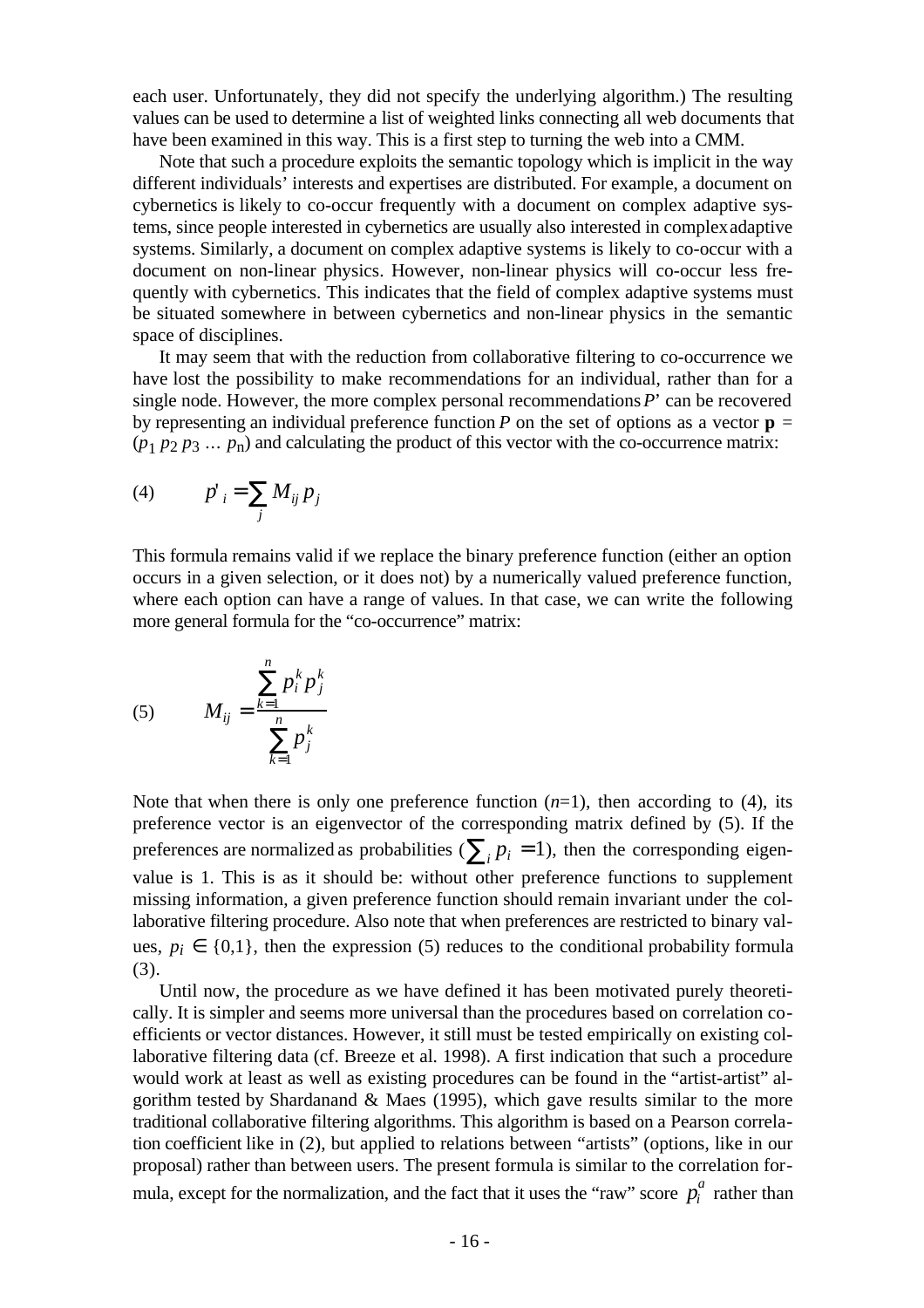each user. Unfortunately, they did not specify the underlying algorithm.) The resulting values can be used to determine a list of weighted links connecting all web documents that have been examined in this way. This is a first step to turning the web into a CMM.

Note that such a procedure exploits the semantic topology which is implicit in the way different individuals' interests and expertises are distributed. For example, a document on cybernetics is likely to co-occur frequently with a document on complex adaptive systems, since people interested in cybernetics are usually also interested in complex adaptive systems. Similarly, a document on complex adaptive systems is likely to co-occur with a document on non-linear physics. However, non-linear physics will co-occur less frequently with cybernetics. This indicates that the field of complex adaptive systems must be situated somewhere in between cybernetics and non-linear physics in the semantic space of disciplines.

It may seem that with the reduction from collaborative filtering to co-occurrence we have lost the possibility to make recommendations for an individual, rather than for a single node. However, the more complex personal recommendations *P*' can be recovered by representing an individual preference function *P* on the set of options as a vector $\mathbf{p} = (p_1\ p_2\ p_3\ \ldots\ p_n)$ and calculating the product of this vector with the co-occurrence matrix:

$$(4) \qquad p'_i = \sum_j M_{ij}\, p_j$$

This formula remains valid if we replace the binary preference function (either an option occurs in a given selection, or it does not) by a numerically valued preference function, where each option can have a range of values. In that case, we can write the following more general formula for the "co-occurrence" matrix:

$$(5) \qquad M_{ij} = \frac{\sum_{k=1}^{n} p_i^k p_j^k}{\sum_{k=1}^{n} p_j^k}$$

Note that when there is only one preference function ($n$=1), then according to (4), its preference vector is an eigenvector of the corresponding matrix defined by (5). If the preferences are normalized as probabilities ($\sum_i p_i = 1$), then the corresponding eigenvalue is 1. This is as it should be: without other preference functions to supplement missing information, a given preference function should remain invariant under the collaborative filtering procedure. Also note that when preferences are restricted to binary values, $p_i \in \{0,1\}$, then the expression (5) reduces to the conditional probability formula (3).

Until now, the procedure as we have defined it has been motivated purely theoretically. It is simpler and seems more universal than the procedures based on correlation coefficients or vector distances. However, it still must be tested empirically on existing collaborative filtering data (cf. Breeze et al. 1998). A first indication that such a procedure would work at least as well as existing procedures can be found in the "artist-artist" algorithm tested by Shardanand & Maes (1995), which gave results similar to the more traditional collaborative filtering algorithms. This algorithm is based on a Pearson correlation coefficient like in (2), but applied to relations between "artists" (options, like in our proposal) rather than between users. The present formula is similar to the correlation formula, except for the normalization, and the fact that it uses the "raw" score $p_i^a$ rather than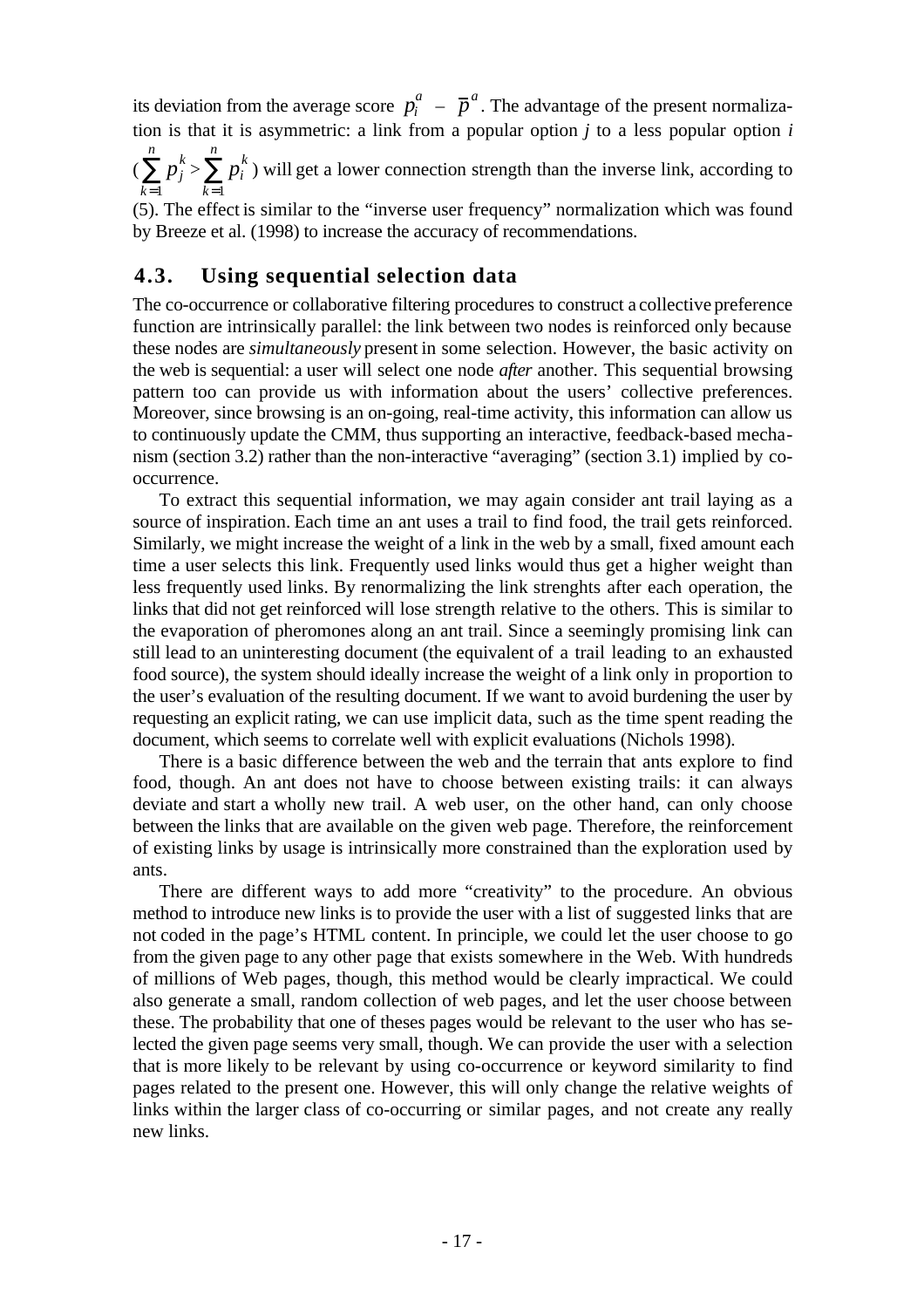its deviation from the average score $p_i^a - \bar{p}^a$. The advantage of the present normalization is that it is asymmetric: a link from a popular option *j* to a less popular option *i* ($\sum_{k=1}^{n} p_j^k > \sum_{k=1}^{n} p_i^k$) will get a lower connection strength than the inverse link, according to (5). The effect is similar to the "inverse user frequency" normalization which was found by Breeze et al. (1998) to increase the accuracy of recommendations.

## 4.3. Using sequential selection data

The co-occurrence or collaborative filtering procedures to construct a collective preference function are intrinsically parallel: the link between two nodes is reinforced only because these nodes are *simultaneously* present in some selection. However, the basic activity on the web is sequential: a user will select one node *after* another. This sequential browsing pattern too can provide us with information about the users' collective preferences. Moreover, since browsing is an on-going, real-time activity, this information can allow us to continuously update the CMM, thus supporting an interactive, feedback-based mechanism (section 3.2) rather than the non-interactive "averaging" (section 3.1) implied by co-occurrence.

To extract this sequential information, we may again consider ant trail laying as a source of inspiration. Each time an ant uses a trail to find food, the trail gets reinforced. Similarly, we might increase the weight of a link in the web by a small, fixed amount each time a user selects this link. Frequently used links would thus get a higher weight than less frequently used links. By renormalizing the link strenghts after each operation, the links that did not get reinforced will lose strength relative to the others. This is similar to the evaporation of pheromones along an ant trail. Since a seemingly promising link can still lead to an uninteresting document (the equivalent of a trail leading to an exhausted food source), the system should ideally increase the weight of a link only in proportion to the user's evaluation of the resulting document. If we want to avoid burdening the user by requesting an explicit rating, we can use implicit data, such as the time spent reading the document, which seems to correlate well with explicit evaluations (Nichols 1998).

There is a basic difference between the web and the terrain that ants explore to find food, though. An ant does not have to choose between existing trails: it can always deviate and start a wholly new trail. A web user, on the other hand, can only choose between the links that are available on the given web page. Therefore, the reinforcement of existing links by usage is intrinsically more constrained than the exploration used by ants.

There are different ways to add more "creativity" to the procedure. An obvious method to introduce new links is to provide the user with a list of suggested links that are not coded in the page's HTML content. In principle, we could let the user choose to go from the given page to any other page that exists somewhere in the Web. With hundreds of millions of Web pages, though, this method would be clearly impractical. We could also generate a small, random collection of web pages, and let the user choose between these. The probability that one of theses pages would be relevant to the user who has selected the given page seems very small, though. We can provide the user with a selection that is more likely to be relevant by using co-occurrence or keyword similarity to find pages related to the present one. However, this will only change the relative weights of links within the larger class of co-occurring or similar pages, and not create any really new links.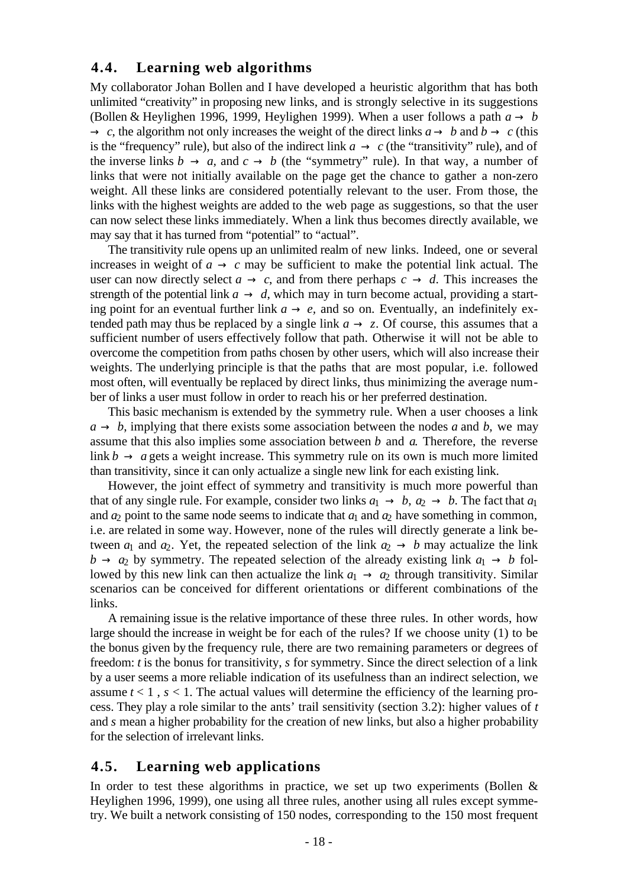## 4.4. Learning web algorithms

My collaborator Johan Bollen and I have developed a heuristic algorithm that has both unlimited "creativity" in proposing new links, and is strongly selective in its suggestions (Bollen & Heylighen 1996, 1999, Heylighen 1999). When a user follows a path $a \rightarrow b \rightarrow c$, the algorithm not only increases the weight of the direct links $a \rightarrow b$ and $b \rightarrow c$ (this is the "frequency" rule), but also of the indirect link $a \rightarrow c$ (the "transitivity" rule), and of the inverse links $b \rightarrow a$, and $c \rightarrow b$ (the "symmetry" rule). In that way, a number of links that were not initially available on the page get the chance to gather a non-zero weight. All these links are considered potentially relevant to the user. From those, the links with the highest weights are added to the web page as suggestions, so that the user can now select these links immediately. When a link thus becomes directly available, we may say that it has turned from "potential" to "actual".

The transitivity rule opens up an unlimited realm of new links. Indeed, one or several increases in weight of $a \rightarrow c$ may be sufficient to make the potential link actual. The user can now directly select $a \rightarrow c$, and from there perhaps $c \rightarrow d$. This increases the strength of the potential link $a \rightarrow d$, which may in turn become actual, providing a starting point for an eventual further link $a \rightarrow e$, and so on. Eventually, an indefinitely extended path may thus be replaced by a single link $a \rightarrow z$. Of course, this assumes that a sufficient number of users effectively follow that path. Otherwise it will not be able to overcome the competition from paths chosen by other users, which will also increase their weights. The underlying principle is that the paths that are most popular, i.e. followed most often, will eventually be replaced by direct links, thus minimizing the average number of links a user must follow in order to reach his or her preferred destination.

This basic mechanism is extended by the symmetry rule. When a user chooses a link $a \rightarrow b$, implying that there exists some association between the nodes $a$ and $b$, we may assume that this also implies some association between $b$ and $a$. Therefore, the reverse link $b \rightarrow a$ gets a weight increase. This symmetry rule on its own is much more limited than transitivity, since it can only actualize a single new link for each existing link.

However, the joint effect of symmetry and transitivity is much more powerful than that of any single rule. For example, consider two links $a_1 \rightarrow b$, $a_2 \rightarrow b$. The fact that $a_1$ and $a_2$ point to the same node seems to indicate that $a_1$ and $a_2$ have something in common, i.e. are related in some way. However, none of the rules will directly generate a link between $a_1$ and $a_2$. Yet, the repeated selection of the link $a_2 \rightarrow b$ may actualize the link $b \rightarrow a_2$ by symmetry. The repeated selection of the already existing link $a_1 \rightarrow b$ followed by this new link can then actualize the link $a_1 \rightarrow a_2$ through transitivity. Similar scenarios can be conceived for different orientations or different combinations of the links.

A remaining issue is the relative importance of these three rules. In other words, how large should the increase in weight be for each of the rules? If we choose unity (1) to be the bonus given by the frequency rule, there are two remaining parameters or degrees of freedom: $t$ is the bonus for transitivity, $s$ for symmetry. Since the direct selection of a link by a user seems a more reliable indication of its usefulness than an indirect selection, we assume $t < 1$ , $s < 1$. The actual values will determine the efficiency of the learning process. They play a role similar to the ants' trail sensitivity (section 3.2): higher values of $t$ and $s$ mean a higher probability for the creation of new links, but also a higher probability for the selection of irrelevant links.

## 4.5. Learning web applications

In order to test these algorithms in practice, we set up two experiments (Bollen & Heylighen 1996, 1999), one using all three rules, another using all rules except symmetry. We built a network consisting of 150 nodes, corresponding to the 150 most frequent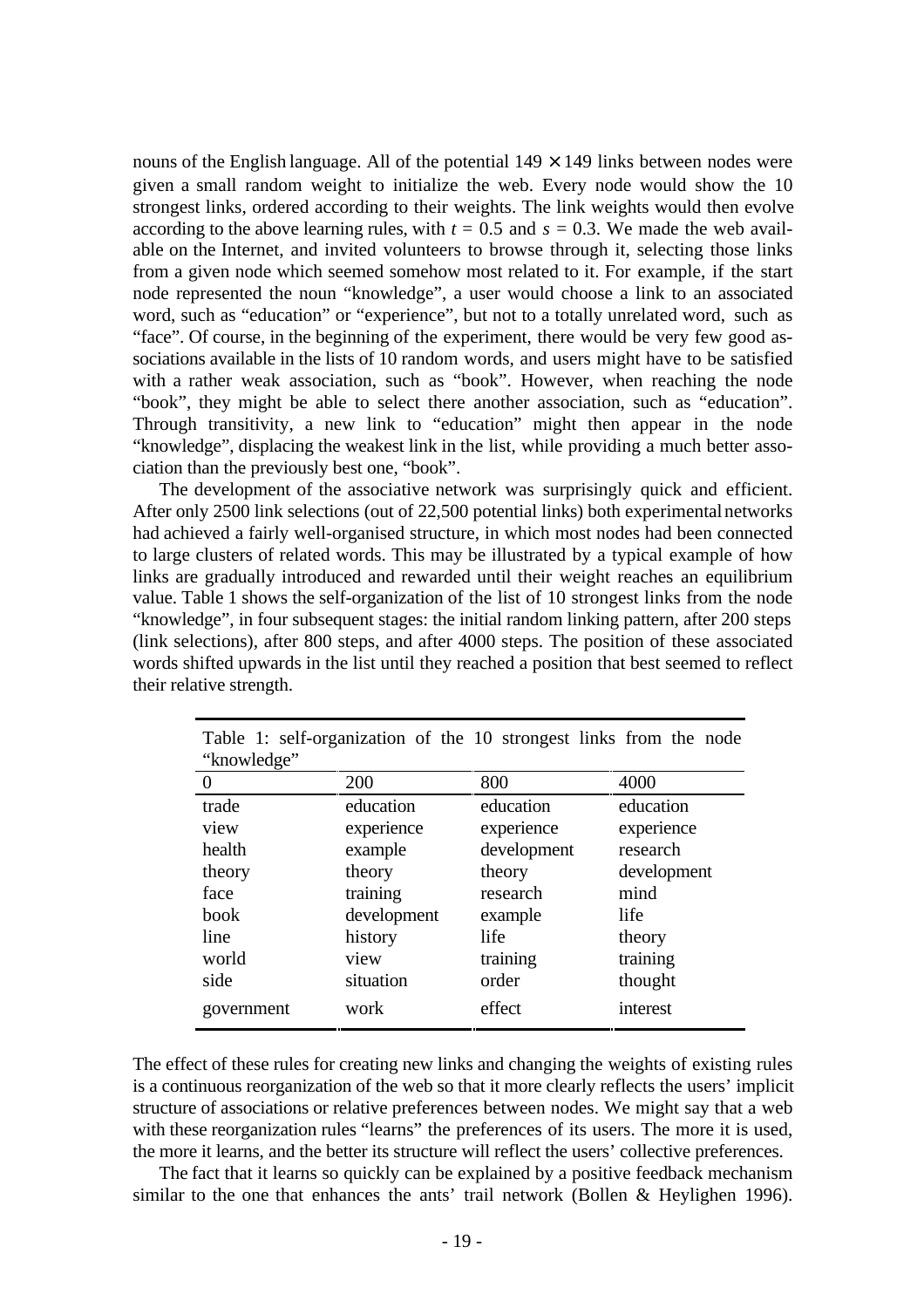nouns of the English language. All of the potential $149 \times 149$ links between nodes were given a small random weight to initialize the web. Every node would show the 10 strongest links, ordered according to their weights. The link weights would then evolve according to the above learning rules, with $t = 0.5$ and $s = 0.3$. We made the web available on the Internet, and invited volunteers to browse through it, selecting those links from a given node which seemed somehow most related to it. For example, if the start node represented the noun "knowledge", a user would choose a link to an associated word, such as "education" or "experience", but not to a totally unrelated word, such as "face". Of course, in the beginning of the experiment, there would be very few good associations available in the lists of 10 random words, and users might have to be satisfied with a rather weak association, such as "book". However, when reaching the node "book", they might be able to select there another association, such as "education". Through transitivity, a new link to "education" might then appear in the node "knowledge", displacing the weakest link in the list, while providing a much better association than the previously best one, "book".

The development of the associative network was surprisingly quick and efficient. After only 2500 link selections (out of 22,500 potential links) both experimental networks had achieved a fairly well-organised structure, in which most nodes had been connected to large clusters of related words. This may be illustrated by a typical example of how links are gradually introduced and rewarded until their weight reaches an equilibrium value. Table 1 shows the self-organization of the list of 10 strongest links from the node "knowledge", in four subsequent stages: the initial random linking pattern, after 200 steps (link selections), after 800 steps, and after 4000 steps. The position of these associated words shifted upwards in the list until they reached a position that best seemed to reflect their relative strength.

Table 1: self-organization of the 10 strongest links from the node "knowledge"

| 0 | 200 | 800 | 4000 |
|---|---|---|---|
| trade | education | education | education |
| view | experience | experience | experience |
| health | example | development | research |
| theory | theory | theory | development |
| face | training | research | mind |
| book | development | example | life |
| line | history | life | theory |
| world | view | training | training |
| side | situation | order | thought |
| government | work | effect | interest |

The effect of these rules for creating new links and changing the weights of existing rules is a continuous reorganization of the web so that it more clearly reflects the users' implicit structure of associations or relative preferences between nodes. We might say that a web with these reorganization rules "learns" the preferences of its users. The more it is used, the more it learns, and the better its structure will reflect the users' collective preferences.

The fact that it learns so quickly can be explained by a positive feedback mechanism similar to the one that enhances the ants' trail network (Bollen & Heylighen 1996).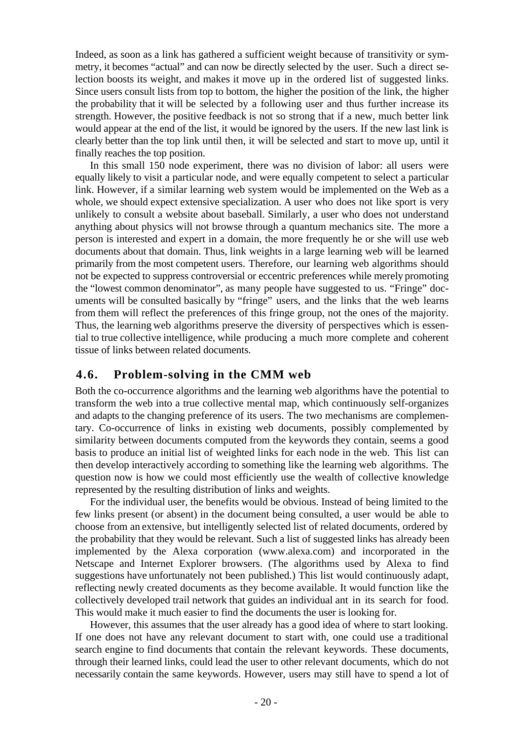Indeed, as soon as a link has gathered a sufficient weight because of transitivity or symmetry, it becomes "actual" and can now be directly selected by the user. Such a direct selection boosts its weight, and makes it move up in the ordered list of suggested links. Since users consult lists from top to bottom, the higher the position of the link, the higher the probability that it will be selected by a following user and thus further increase its strength. However, the positive feedback is not so strong that if a new, much better link would appear at the end of the list, it would be ignored by the users. If the new last link is clearly better than the top link until then, it will be selected and start to move up, until it finally reaches the top position.

In this small 150 node experiment, there was no division of labor: all users were equally likely to visit a particular node, and were equally competent to select a particular link. However, if a similar learning web system would be implemented on the Web as a whole, we should expect extensive specialization. A user who does not like sport is very unlikely to consult a website about baseball. Similarly, a user who does not understand anything about physics will not browse through a quantum mechanics site. The more a person is interested and expert in a domain, the more frequently he or she will use web documents about that domain. Thus, link weights in a large learning web will be learned primarily from the most competent users. Therefore, our learning web algorithms should not be expected to suppress controversial or eccentric preferences while merely promoting the "lowest common denominator", as many people have suggested to us. "Fringe" documents will be consulted basically by "fringe" users, and the links that the web learns from them will reflect the preferences of this fringe group, not the ones of the majority. Thus, the learning web algorithms preserve the diversity of perspectives which is essential to true collective intelligence, while producing a much more complete and coherent tissue of links between related documents.

## 4.6. Problem-solving in the CMM web

Both the co-occurrence algorithms and the learning web algorithms have the potential to transform the web into a true collective mental map, which continuously self-organizes and adapts to the changing preference of its users. The two mechanisms are complementary. Co-occurrence of links in existing web documents, possibly complemented by similarity between documents computed from the keywords they contain, seems a good basis to produce an initial list of weighted links for each node in the web. This list can then develop interactively according to something like the learning web algorithms. The question now is how we could most efficiently use the wealth of collective knowledge represented by the resulting distribution of links and weights.

For the individual user, the benefits would be obvious. Instead of being limited to the few links present (or absent) in the document being consulted, a user would be able to choose from an extensive, but intelligently selected list of related documents, ordered by the probability that they would be relevant. Such a list of suggested links has already been implemented by the Alexa corporation (www.alexa.com) and incorporated in the Netscape and Internet Explorer browsers. (The algorithms used by Alexa to find suggestions have unfortunately not been published.) This list would continuously adapt, reflecting newly created documents as they become available. It would function like the collectively developed trail network that guides an individual ant in its search for food. This would make it much easier to find the documents the user is looking for.

However, this assumes that the user already has a good idea of where to start looking. If one does not have any relevant document to start with, one could use a traditional search engine to find documents that contain the relevant keywords. These documents, through their learned links, could lead the user to other relevant documents, which do not necessarily contain the same keywords. However, users may still have to spend a lot of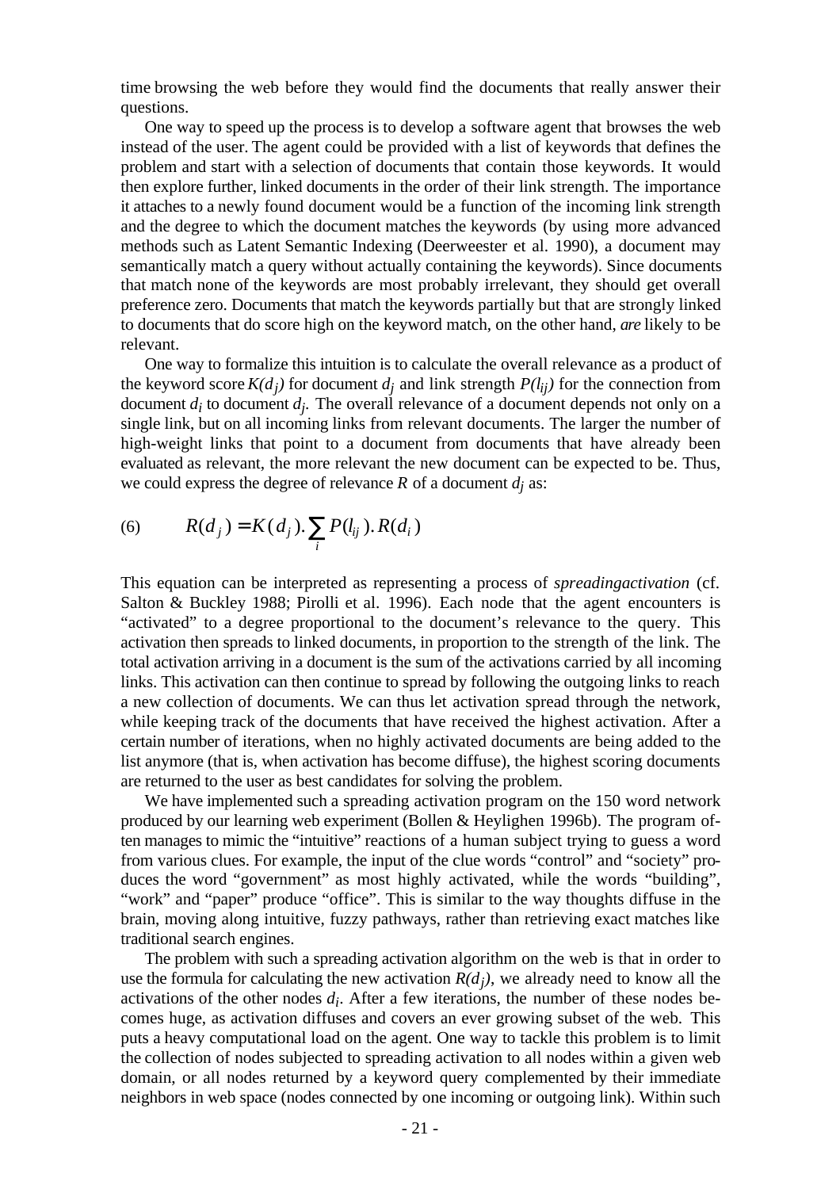time browsing the web before they would find the documents that really answer their questions.

One way to speed up the process is to develop a software agent that browses the web instead of the user. The agent could be provided with a list of keywords that defines the problem and start with a selection of documents that contain those keywords. It would then explore further, linked documents in the order of their link strength. The importance it attaches to a newly found document would be a function of the incoming link strength and the degree to which the document matches the keywords (by using more advanced methods such as Latent Semantic Indexing (Deerweester et al. 1990), a document may semantically match a query without actually containing the keywords). Since documents that match none of the keywords are most probably irrelevant, they should get overall preference zero. Documents that match the keywords partially but that are strongly linked to documents that do score high on the keyword match, on the other hand, *are* likely to be relevant.

One way to formalize this intuition is to calculate the overall relevance as a product of the keyword score $K(d_j)$ for document $d_j$ and link strength $P(l_{ij})$ for the connection from document $d_i$ to document $d_j$. The overall relevance of a document depends not only on a single link, but on all incoming links from relevant documents. The larger the number of high-weight links that point to a document from documents that have already been evaluated as relevant, the more relevant the new document can be expected to be. Thus, we could express the degree of relevance $R$ of a document $d_j$ as:

$$R(d_j) = K(d_j). \sum_i P(l_{ij}). R(d_i) \qquad (6)$$

This equation can be interpreted as representing a process of *spreadingactivation* (cf. Salton & Buckley 1988; Pirolli et al. 1996). Each node that the agent encounters is "activated" to a degree proportional to the document's relevance to the query. This activation then spreads to linked documents, in proportion to the strength of the link. The total activation arriving in a document is the sum of the activations carried by all incoming links. This activation can then continue to spread by following the outgoing links to reach a new collection of documents. We can thus let activation spread through the network, while keeping track of the documents that have received the highest activation. After a certain number of iterations, when no highly activated documents are being added to the list anymore (that is, when activation has become diffuse), the highest scoring documents are returned to the user as best candidates for solving the problem.

We have implemented such a spreading activation program on the 150 word network produced by our learning web experiment (Bollen & Heylighen 1996b). The program often manages to mimic the "intuitive" reactions of a human subject trying to guess a word from various clues. For example, the input of the clue words "control" and "society" produces the word "government" as most highly activated, while the words "building", "work" and "paper" produce "office". This is similar to the way thoughts diffuse in the brain, moving along intuitive, fuzzy pathways, rather than retrieving exact matches like traditional search engines.

The problem with such a spreading activation algorithm on the web is that in order to use the formula for calculating the new activation $R(d_j)$, we already need to know all the activations of the other nodes $d_i$. After a few iterations, the number of these nodes becomes huge, as activation diffuses and covers an ever growing subset of the web. This puts a heavy computational load on the agent. One way to tackle this problem is to limit the collection of nodes subjected to spreading activation to all nodes within a given web domain, or all nodes returned by a keyword query complemented by their immediate neighbors in web space (nodes connected by one incoming or outgoing link). Within such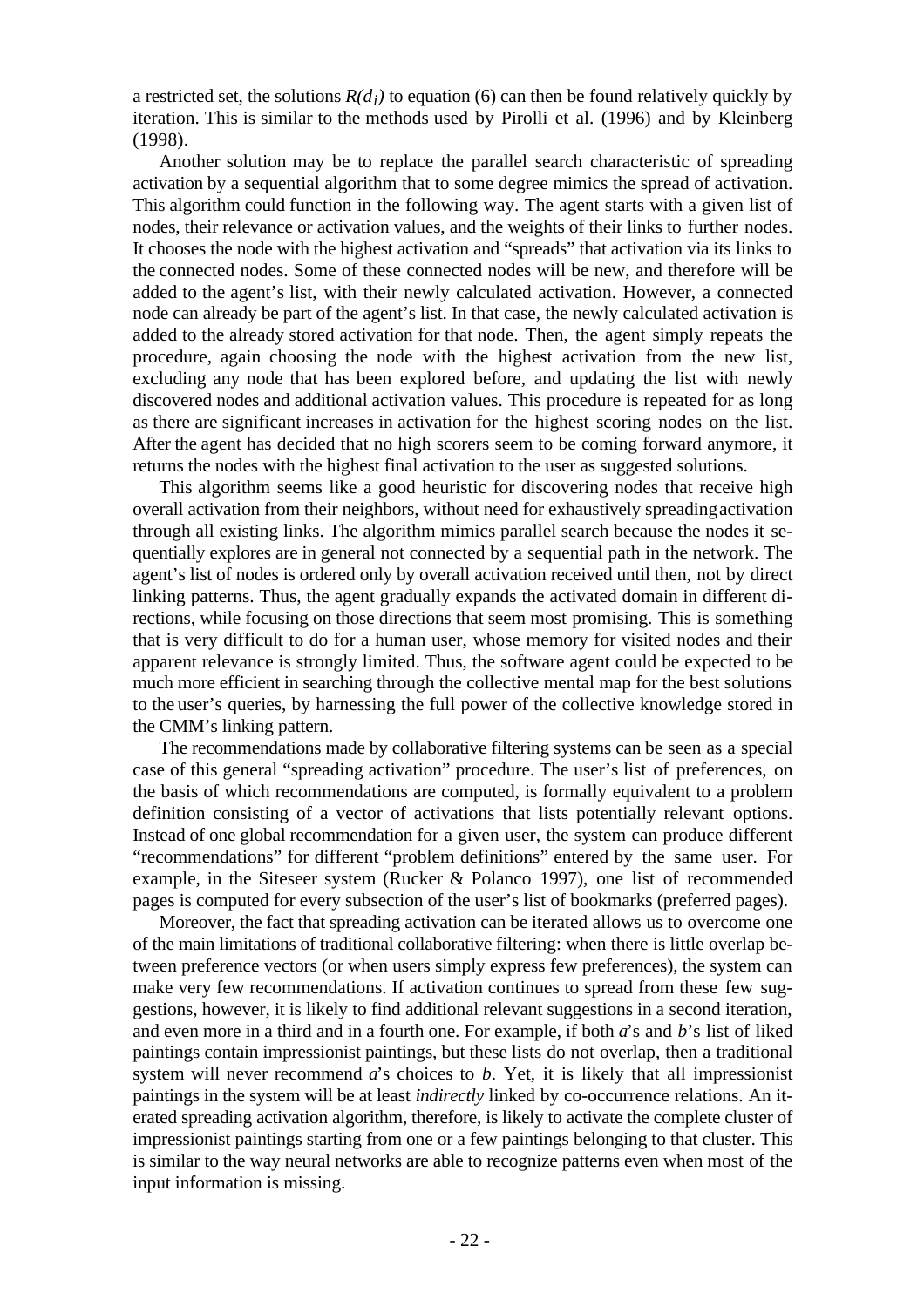a restricted set, the solutions $R(d_i)$ to equation (6) can then be found relatively quickly by iteration. This is similar to the methods used by Pirolli et al. (1996) and by Kleinberg (1998).

Another solution may be to replace the parallel search characteristic of spreading activation by a sequential algorithm that to some degree mimics the spread of activation. This algorithm could function in the following way. The agent starts with a given list of nodes, their relevance or activation values, and the weights of their links to further nodes. It chooses the node with the highest activation and "spreads" that activation via its links to the connected nodes. Some of these connected nodes will be new, and therefore will be added to the agent's list, with their newly calculated activation. However, a connected node can already be part of the agent's list. In that case, the newly calculated activation is added to the already stored activation for that node. Then, the agent simply repeats the procedure, again choosing the node with the highest activation from the new list, excluding any node that has been explored before, and updating the list with newly discovered nodes and additional activation values. This procedure is repeated for as long as there are significant increases in activation for the highest scoring nodes on the list. After the agent has decided that no high scorers seem to be coming forward anymore, it returns the nodes with the highest final activation to the user as suggested solutions.

This algorithm seems like a good heuristic for discovering nodes that receive high overall activation from their neighbors, without need for exhaustively spreading activation through all existing links. The algorithm mimics parallel search because the nodes it sequentially explores are in general not connected by a sequential path in the network. The agent's list of nodes is ordered only by overall activation received until then, not by direct linking patterns. Thus, the agent gradually expands the activated domain in different directions, while focusing on those directions that seem most promising. This is something that is very difficult to do for a human user, whose memory for visited nodes and their apparent relevance is strongly limited. Thus, the software agent could be expected to be much more efficient in searching through the collective mental map for the best solutions to the user's queries, by harnessing the full power of the collective knowledge stored in the CMM's linking pattern.

The recommendations made by collaborative filtering systems can be seen as a special case of this general "spreading activation" procedure. The user's list of preferences, on the basis of which recommendations are computed, is formally equivalent to a problem definition consisting of a vector of activations that lists potentially relevant options. Instead of one global recommendation for a given user, the system can produce different "recommendations" for different "problem definitions" entered by the same user. For example, in the Siteseer system (Rucker & Polanco 1997), one list of recommended pages is computed for every subsection of the user's list of bookmarks (preferred pages).

Moreover, the fact that spreading activation can be iterated allows us to overcome one of the main limitations of traditional collaborative filtering: when there is little overlap between preference vectors (or when users simply express few preferences), the system can make very few recommendations. If activation continues to spread from these few suggestions, however, it is likely to find additional relevant suggestions in a second iteration, and even more in a third and in a fourth one. For example, if both *a*'s and *b*'s list of liked paintings contain impressionist paintings, but these lists do not overlap, then a traditional system will never recommend *a*'s choices to *b*. Yet, it is likely that all impressionist paintings in the system will be at least *indirectly* linked by co-occurrence relations. An iterated spreading activation algorithm, therefore, is likely to activate the complete cluster of impressionist paintings starting from one or a few paintings belonging to that cluster. This is similar to the way neural networks are able to recognize patterns even when most of the input information is missing.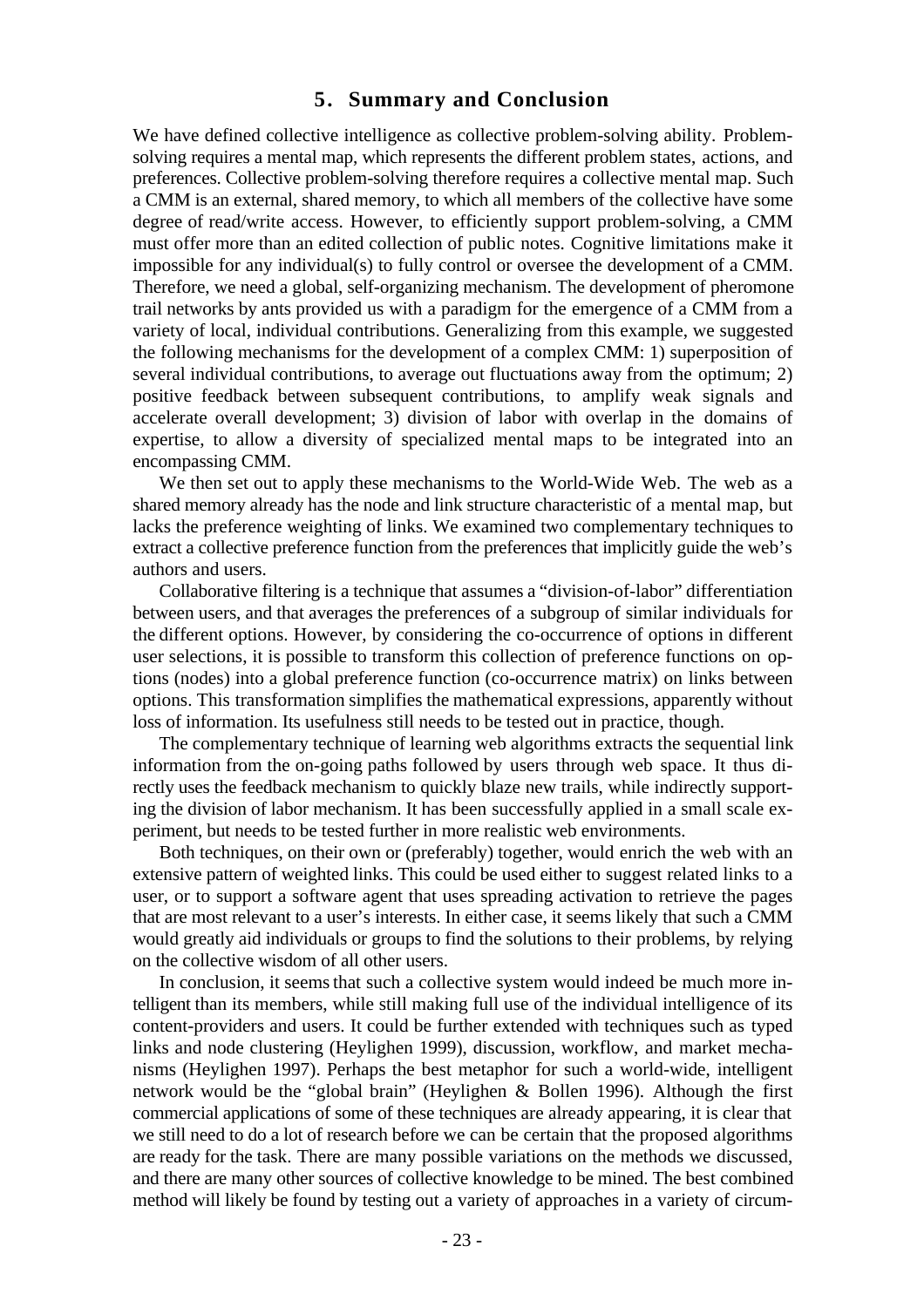## 5. Summary and Conclusion

We have defined collective intelligence as collective problem-solving ability. Problem-solving requires a mental map, which represents the different problem states, actions, and preferences. Collective problem-solving therefore requires a collective mental map. Such a CMM is an external, shared memory, to which all members of the collective have some degree of read/write access. However, to efficiently support problem-solving, a CMM must offer more than an edited collection of public notes. Cognitive limitations make it impossible for any individual(s) to fully control or oversee the development of a CMM. Therefore, we need a global, self-organizing mechanism. The development of pheromone trail networks by ants provided us with a paradigm for the emergence of a CMM from a variety of local, individual contributions. Generalizing from this example, we suggested the following mechanisms for the development of a complex CMM: 1) superposition of several individual contributions, to average out fluctuations away from the optimum; 2) positive feedback between subsequent contributions, to amplify weak signals and accelerate overall development; 3) division of labor with overlap in the domains of expertise, to allow a diversity of specialized mental maps to be integrated into an encompassing CMM.

We then set out to apply these mechanisms to the World-Wide Web. The web as a shared memory already has the node and link structure characteristic of a mental map, but lacks the preference weighting of links. We examined two complementary techniques to extract a collective preference function from the preferences that implicitly guide the web's authors and users.

Collaborative filtering is a technique that assumes a "division-of-labor" differentiation between users, and that averages the preferences of a subgroup of similar individuals for the different options. However, by considering the co-occurrence of options in different user selections, it is possible to transform this collection of preference functions on options (nodes) into a global preference function (co-occurrence matrix) on links between options. This transformation simplifies the mathematical expressions, apparently without loss of information. Its usefulness still needs to be tested out in practice, though.

The complementary technique of learning web algorithms extracts the sequential link information from the on-going paths followed by users through web space. It thus directly uses the feedback mechanism to quickly blaze new trails, while indirectly supporting the division of labor mechanism. It has been successfully applied in a small scale experiment, but needs to be tested further in more realistic web environments.

Both techniques, on their own or (preferably) together, would enrich the web with an extensive pattern of weighted links. This could be used either to suggest related links to a user, or to support a software agent that uses spreading activation to retrieve the pages that are most relevant to a user's interests. In either case, it seems likely that such a CMM would greatly aid individuals or groups to find the solutions to their problems, by relying on the collective wisdom of all other users.

In conclusion, it seems that such a collective system would indeed be much more intelligent than its members, while still making full use of the individual intelligence of its content-providers and users. It could be further extended with techniques such as typed links and node clustering (Heylighen 1999), discussion, workflow, and market mechanisms (Heylighen 1997). Perhaps the best metaphor for such a world-wide, intelligent network would be the "global brain" (Heylighen & Bollen 1996). Although the first commercial applications of some of these techniques are already appearing, it is clear that we still need to do a lot of research before we can be certain that the proposed algorithms are ready for the task. There are many possible variations on the methods we discussed, and there are many other sources of collective knowledge to be mined. The best combined method will likely be found by testing out a variety of approaches in a variety of circum-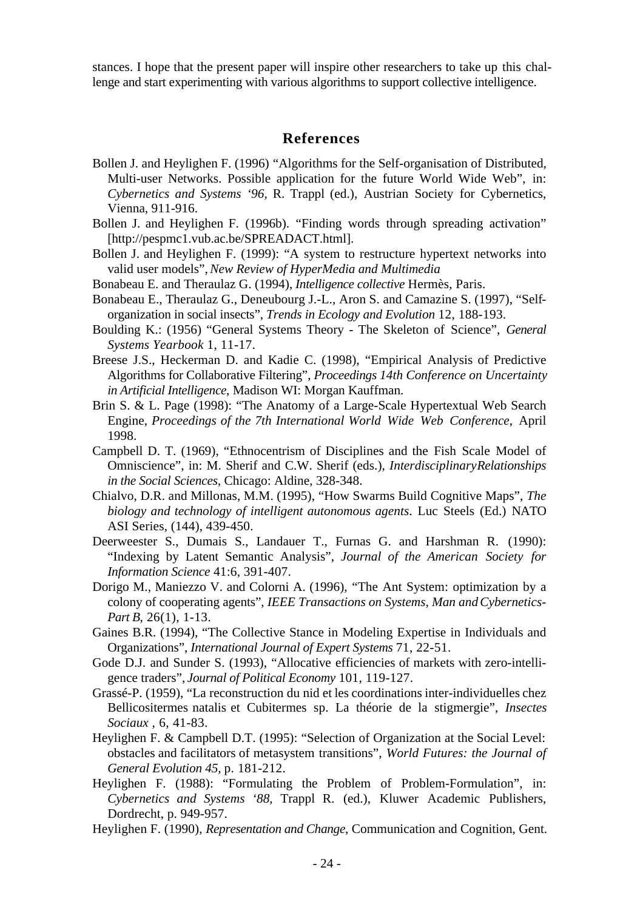stances. I hope that the present paper will inspire other researchers to take up this challenge and start experimenting with various algorithms to support collective intelligence.

## References

Bollen J. and Heylighen F. (1996) "Algorithms for the Self-organisation of Distributed, Multi-user Networks. Possible application for the future World Wide Web", in: *Cybernetics and Systems '96,* R. Trappl (ed.), Austrian Society for Cybernetics, Vienna, 911-916.

Bollen J. and Heylighen F. (1996b). "Finding words through spreading activation" [http://pespmc1.vub.ac.be/SPREADACT.html].

Bollen J. and Heylighen F. (1999): "A system to restructure hypertext networks into valid user models", *New Review of HyperMedia and Multimedia*

Bonabeau E. and Theraulaz G. (1994), *Intelligence collective* Hermès, Paris.

Bonabeau E., Theraulaz G., Deneubourg J.-L., Aron S. and Camazine S. (1997), "Self-organization in social insects", *Trends in Ecology and Evolution* 12, 188-193.

Boulding K.: (1956) "General Systems Theory - The Skeleton of Science", *General Systems Yearbook* 1, 11-17.

Breese J.S., Heckerman D. and Kadie C. (1998), "Empirical Analysis of Predictive Algorithms for Collaborative Filtering", *Proceedings 14th Conference on Uncertainty in Artificial Intelligence*, Madison WI: Morgan Kauffman.

Brin S. & L. Page (1998): "The Anatomy of a Large-Scale Hypertextual Web Search Engine, *Proceedings of the 7th International World Wide Web Conference*, April 1998.

Campbell D. T. (1969), "Ethnocentrism of Disciplines and the Fish Scale Model of Omniscience", in: M. Sherif and C.W. Sherif (eds.), *InterdisciplinaryRelationships in the Social Sciences*, Chicago: Aldine, 328-348.

Chialvo, D.R. and Millonas, M.M. (1995), "How Swarms Build Cognitive Maps", *The biology and technology of intelligent autonomous agents*. Luc Steels (Ed.) NATO ASI Series, (144), 439-450.

Deerweester S., Dumais S., Landauer T., Furnas G. and Harshman R. (1990): "Indexing by Latent Semantic Analysis", *Journal of the American Society for Information Science* 41:6, 391-407.

Dorigo M., Maniezzo V. and Colorni A. (1996), "The Ant System: optimization by a colony of cooperating agents", *IEEE Transactions on Systems, Man and Cybernetics-Part B*, 26(1), 1-13.

Gaines B.R. (1994), "The Collective Stance in Modeling Expertise in Individuals and Organizations", *International Journal of Expert Systems* 71, 22-51.

Gode D.J. and Sunder S. (1993), "Allocative efficiencies of markets with zero-intelligence traders", *Journal of Political Economy* 101, 119-127.

Grassé-P. (1959), "La reconstruction du nid et les coordinations inter-individuelles chez Bellicositermes natalis et Cubitermes sp. La théorie de la stigmergie", *Insectes Sociaux* , 6, 41-83.

Heylighen F. & Campbell D.T. (1995): "Selection of Organization at the Social Level: obstacles and facilitators of metasystem transitions", *World Futures: the Journal of General Evolution 45*, p. 181-212.

Heylighen F. (1988): "Formulating the Problem of Problem-Formulation", in: *Cybernetics and Systems '88*, Trappl R. (ed.), Kluwer Academic Publishers, Dordrecht, p. 949-957.

Heylighen F. (1990), *Representation and Change*, Communication and Cognition, Gent.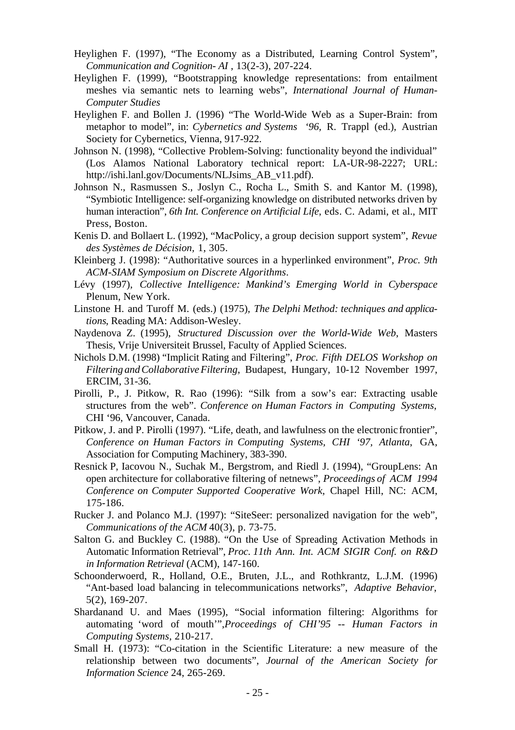Heylighen F. (1997), “The Economy as a Distributed, Learning Control System”, *Communication and Cognition- AI* , 13(2-3), 207-224.

Heylighen F. (1999), “Bootstrapping knowledge representations: from entailment meshes via semantic nets to learning webs”, *International Journal of Human-Computer Studies*

Heylighen F. and Bollen J. (1996) “The World-Wide Web as a Super-Brain: from metaphor to model”, in: *Cybernetics and Systems ‘96*, R. Trappl (ed.), Austrian Society for Cybernetics, Vienna, 917-922.

Johnson N. (1998), “Collective Problem-Solving: functionality beyond the individual” (Los Alamos National Laboratory technical report: LA-UR-98-2227; URL: http://ishi.lanl.gov/Documents/NLJsims_AB_v11.pdf).

Johnson N., Rasmussen S., Joslyn C., Rocha L., Smith S. and Kantor M. (1998), “Symbiotic Intelligence: self-organizing knowledge on distributed networks driven by human interaction”, *6th Int. Conference on Artificial Life*, eds. C. Adami, et al., MIT Press, Boston.

Kenis D. and Bollaert L. (1992), “MacPolicy, a group decision support system”, *Revue des Systèmes de Décision*, 1, 305.

Kleinberg J. (1998): “Authoritative sources in a hyperlinked environment”, *Proc. 9th ACM-SIAM Symposium on Discrete Algorithms*.

Lévy (1997), *Collective Intelligence: Mankind’s Emerging World in Cyberspace* Plenum, New York.

Linstone H. and Turoff M. (eds.) (1975), *The Delphi Method: techniques and applications*, Reading MA: Addison-Wesley.

Naydenova Z. (1995), *Structured Discussion over the World-Wide Web*, Masters Thesis, Vrije Universiteit Brussel, Faculty of Applied Sciences.

Nichols D.M. (1998) “Implicit Rating and Filtering”, *Proc. Fifth DELOS Workshop on Filtering and Collaborative Filtering*, Budapest, Hungary, 10-12 November 1997, ERCIM, 31-36.

Pirolli, P., J. Pitkow, R. Rao (1996): “Silk from a sow’s ear: Extracting usable structures from the web”. *Conference on Human Factors in Computing Systems*, CHI ‘96, Vancouver, Canada.

Pitkow, J. and P. Pirolli (1997). “Life, death, and lawfulness on the electronic frontier”, *Conference on Human Factors in Computing Systems, CHI ‘97, Atlanta*, GA, Association for Computing Machinery, 383-390.

Resnick P, Iacovou N., Suchak M., Bergstrom, and Riedl J. (1994), “GroupLens: An open architecture for collaborative filtering of netnews”, *Proceedings of ACM 1994 Conference on Computer Supported Cooperative Work*, Chapel Hill, NC: ACM, 175-186.

Rucker J. and Polanco M.J. (1997): “SiteSeer: personalized navigation for the web”, *Communications of the ACM* 40(3), p. 73-75.

Salton G. and Buckley C. (1988). “On the Use of Spreading Activation Methods in Automatic Information Retrieval”, *Proc. 11th Ann. Int. ACM SIGIR Conf. on R&D in Information Retrieval* (ACM), 147-160.

Schoonderwoerd, R., Holland, O.E., Bruten, J.L., and Rothkrantz, L.J.M. (1996) “Ant-based load balancing in telecommunications networks”, *Adaptive Behavior*, 5(2), 169-207.

Shardanand U. and Maes (1995), “Social information filtering: Algorithms for automating ‘word of mouth’”,*Proceedings of CHI’95 -- Human Factors in Computing Systems*, 210-217.

Small H. (1973): “Co-citation in the Scientific Literature: a new measure of the relationship between two documents”, *Journal of the American Society for Information Science* 24, 265-269.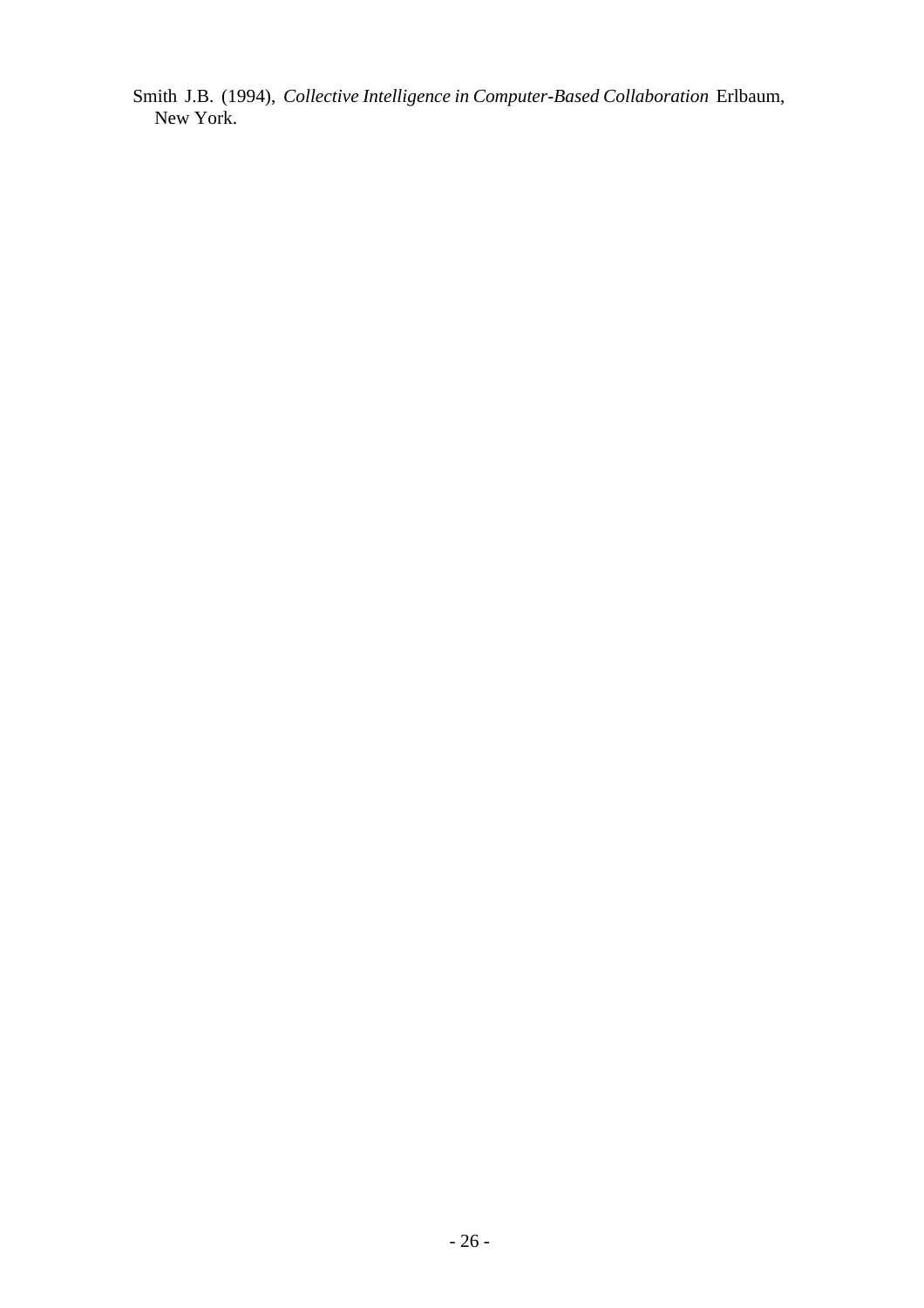Smith J.B. (1994), *Collective Intelligence in Computer-Based Collaboration* Erlbaum, New York.